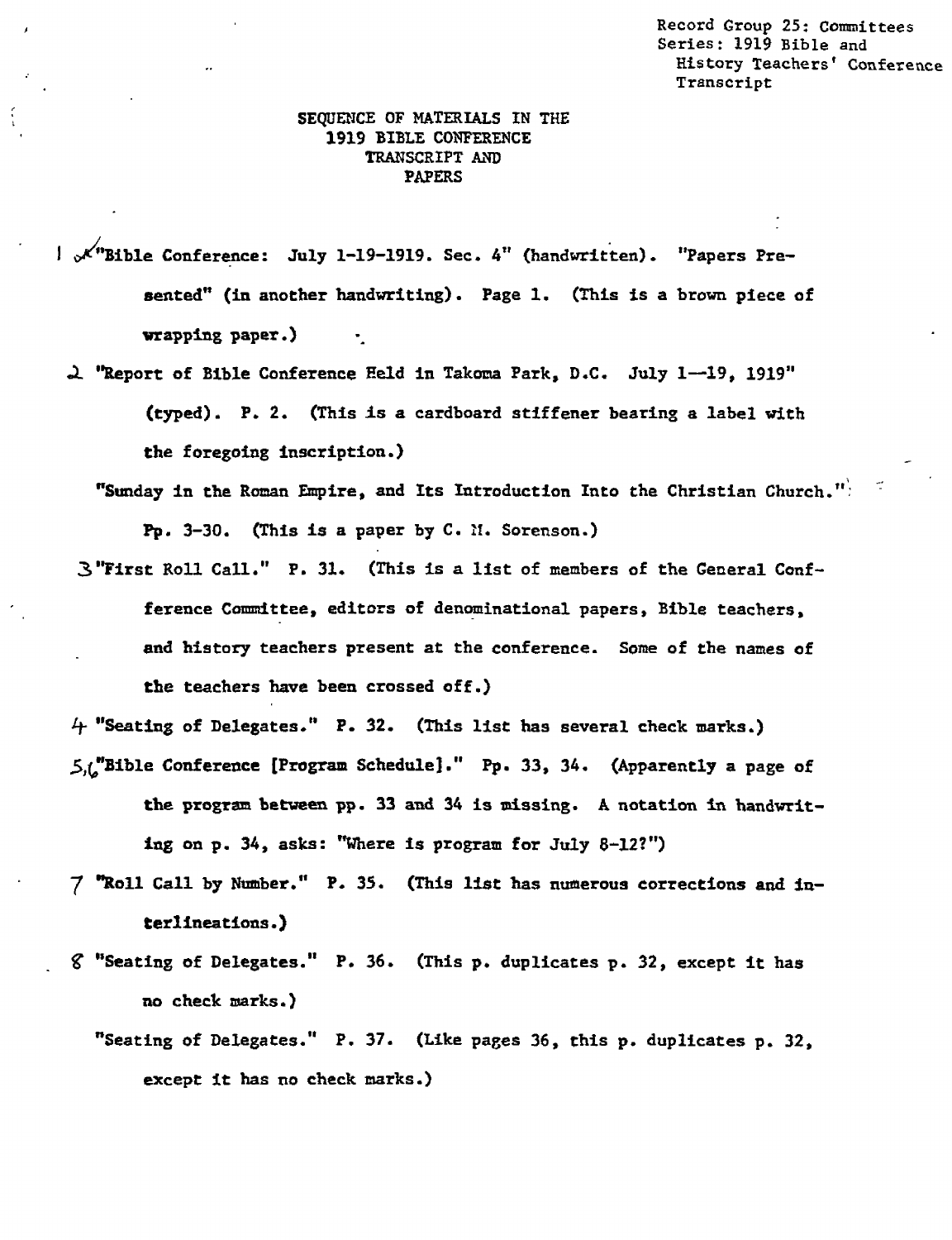Record Group 25: Committees
Series: 1919 Bible and
History Teachers' Conference
Transcript

# SEQUENCE OF MATERIALS IN THE 1919 BIBLE CONFERENCE TRANSCRIPT AND PAPERS

1 "Bible Conference: July 1-19-1919. Sec. 4" (handwritten). "Papers Presented" (in another handwriting). Page 1. (This is a brown piece of wrapping paper.)

2 "Report of Bible Conference Held in Takoma Park, D.C. July 1—19, 1919" (typed). P. 2. (This is a cardboard stiffener bearing a label with the foregoing inscription.)

"Sunday in the Roman Empire, and Its Introduction Into the Christian Church." Pp. 3-30. (This is a paper by C. M. Sorenson.)

3 "First Roll Call." P. 31. (This is a list of members of the General Conference Committee, editors of denominational papers, Bible teachers, and history teachers present at the conference. Some of the names of the teachers have been crossed off.)

4 "Seating of Delegates." P. 32. (This list has several check marks.)

5,6 "Bible Conference [Program Schedule]." Pp. 33, 34. (Apparently a page of the program between pp. 33 and 34 is missing. A notation in handwriting on p. 34, asks: "Where is program for July 8-12?")

7 "Roll Call by Number." P. 35. (This list has numerous corrections and interlineations.)

8 "Seating of Delegates." P. 36. (This p. duplicates p. 32, except it has no check marks.)

"Seating of Delegates." P. 37. (Like pages 36, this p. duplicates p. 32, except it has no check marks.)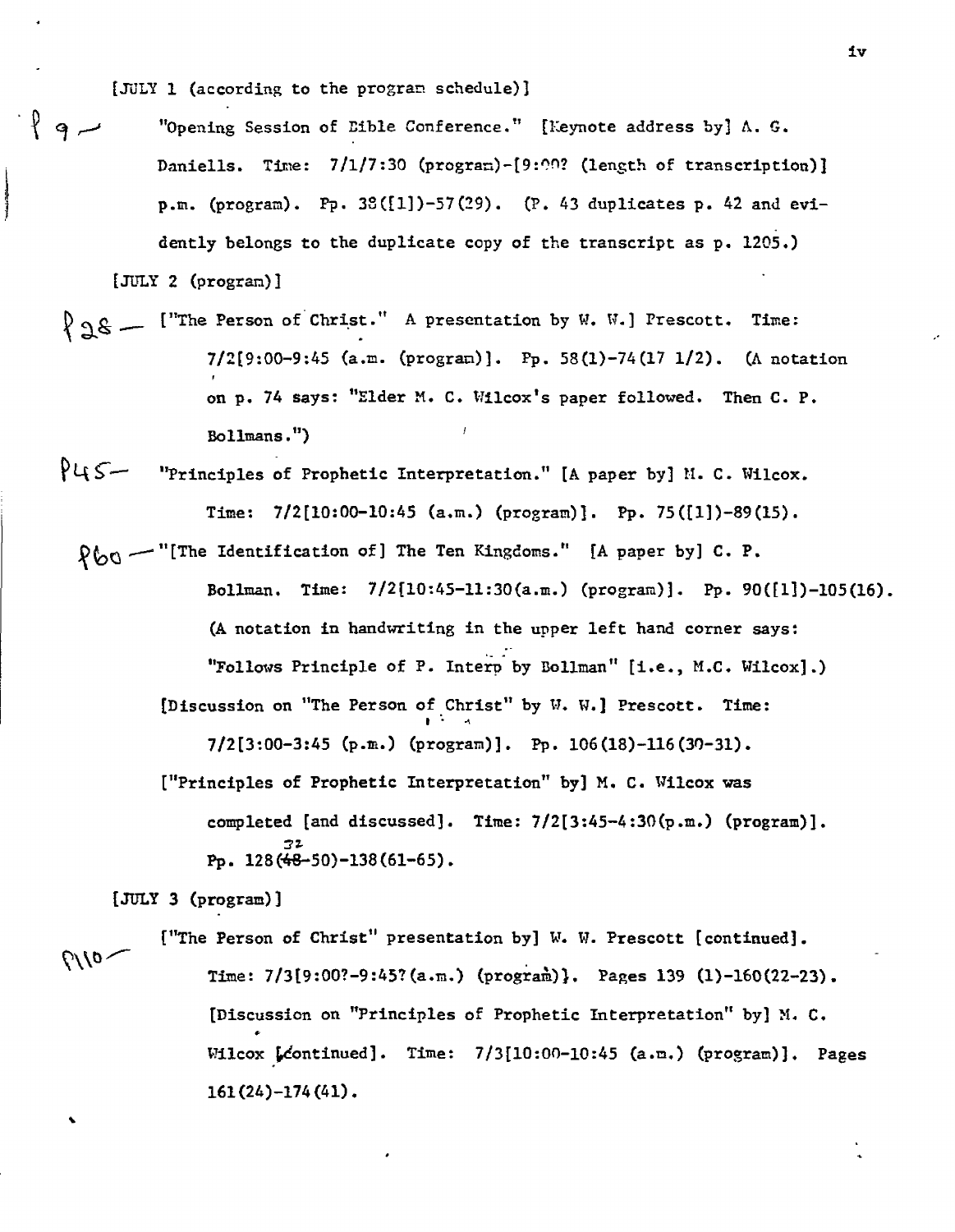[JULY 1 (according to the program schedule)]

P9 — "Opening Session of Bible Conference." [Keynote address by] A. G. Daniells. Time: 7/1/7:30 (program)-[9:00? (length of transcription)] p.m. (program). Pp. 38([1])-57(29). (P. 43 duplicates p. 42 and evidently belongs to the duplicate copy of the transcript as p. 1205.)

[JULY 2 (program)]

P28 — ["The Person of Christ." A presentation by W. W.] Prescott. Time: 7/2[9:00-9:45 (a.m. (program)]. Pp. 58(1)-74(17 1/2). (A notation on p. 74 says: "Elder M. C. Wilcox's paper followed. Then C. P. Bollmans.")

P45 — "Principles of Prophetic Interpretation." [A paper by] M. C. Wilcox. Time: 7/2[10:00-10:45 (a.m.) (program)]. Pp. 75([1])-89(15).

P60 — "[The Identification of] The Ten Kingdoms." [A paper by] C. P. Bollman. Time: 7/2[10:45-11:30(a.m.) (program)]. Pp. 90([1])-105(16). (A notation in handwriting in the upper left hand corner says: "Follows Principle of P. Interp by Bollman" [i.e., M.C. Wilcox].)

[Discussion on "The Person of Christ" by W. W.] Prescott. Time: 7/2[3:00-3:45 (p.m.) (program)]. Pp. 106(18)-116(30-31).

["Principles of Prophetic Interpretation" by] M. C. Wilcox was completed [and discussed]. Time: 7/2[3:45-4:30(p.m.) (program)]. Pp. 128(~~48~~ 32-50)-138(61-65).

[JULY 3 (program)]

P110 — ["The Person of Christ" presentation by] W. W. Prescott [continued]. Time: 7/3[9:00?-9:45?(a.m.) (program)]. Pages 139 (1)-160(22-23).

[Discussion on "Principles of Prophetic Interpretation" by] M. C. Wilcox [continued]. Time: 7/3[10:00-10:45 (a.m.) (program)]. Pages 161(24)-174(41).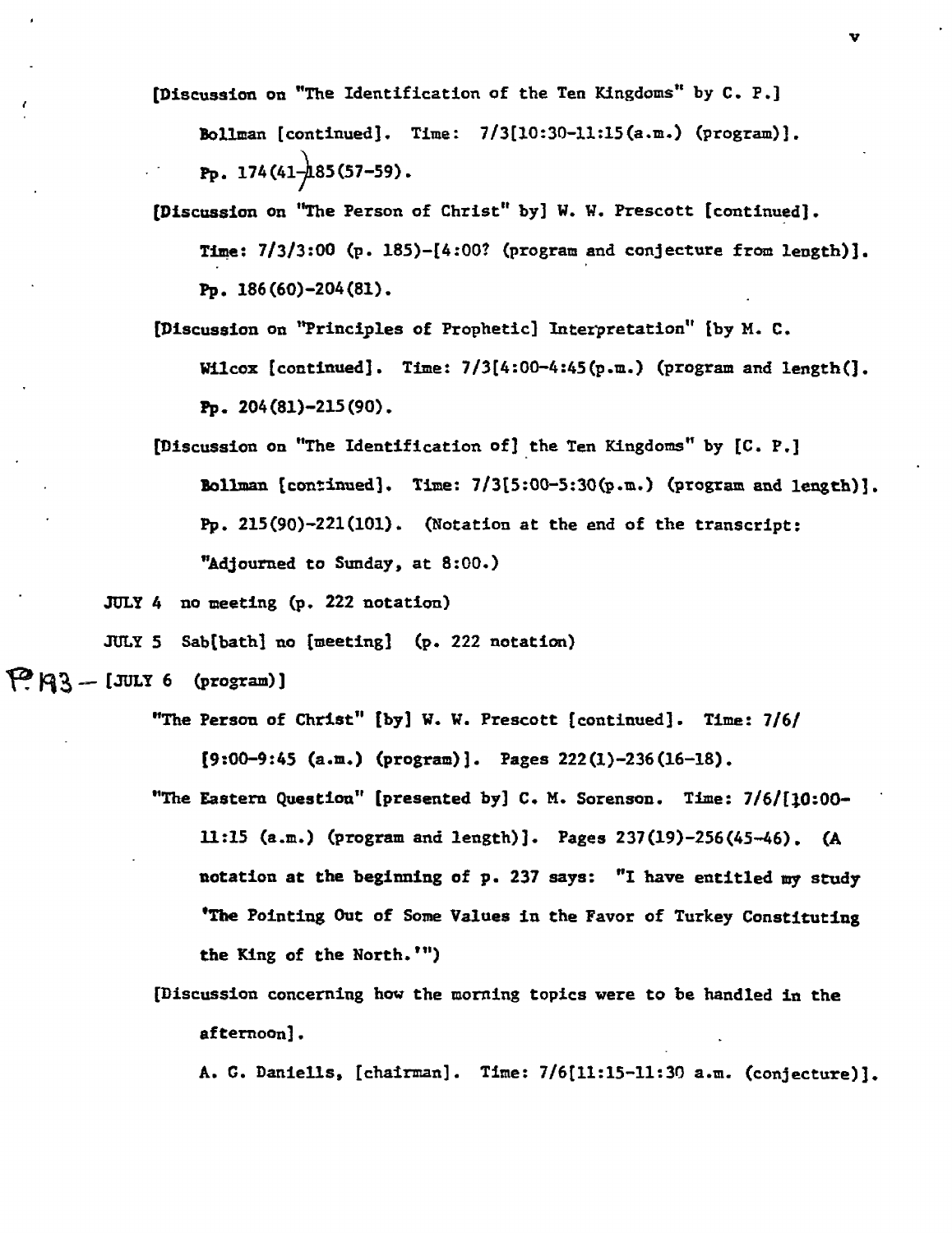[Discussion on "The Identification of the Ten Kingdoms" by C. P.]

Bollman [continued]. Time: 7/3[10:30-11:15(a.m.) (program)].

Pp. 174(41-)185(57-59).

[Discussion on "The Person of Christ" by] W. W. Prescott [continued].

Time: 7/3/3:00 (p. 185)-[4:00? (program and conjecture from length)].

Pp. 186(60)-204(81).

[Discussion on "Principles of Prophetic] Interpretation" [by M. C.

Wilcox [continued]. Time: 7/3[4:00-4:45(p.m.) (program and length(].

Pp. 204(81)-215(90).

[Discussion on "The Identification of] the Ten Kingdoms" by [C. P.]

Bollman [continued]. Time: 7/3[5:00-5:30(p.m.) (program and length)].

Pp. 215(90)-221(101). (Notation at the end of the transcript:

"Adjourned to Sunday, at 8:00.)

JULY 4 no meeting (p. 222 notation)

JULY 5 Sab[bath] no [meeting] (p. 222 notation)

P. 193 — [JULY 6 (program)]

"The Person of Christ" [by] W. W. Prescott [continued]. Time: 7/6/

[9:00-9:45 (a.m.) (program)]. Pages 222(1)-236(16-18).

"The Eastern Question" [presented by] C. M. Sorenson. Time: 7/6/[10:00-

11:15 (a.m.) (program and length)]. Pages 237(19)-256(45-46). (A

notation at the beginning of p. 237 says: "I have entitled my study

'The Pointing Out of Some Values in the Favor of Turkey Constituting

the King of the North.'")

[Discussion concerning how the morning topics were to be handled in the

afternoon].

A. G. Daniells, [chairman]. Time: 7/6[11:15-11:30 a.m. (conjecture)].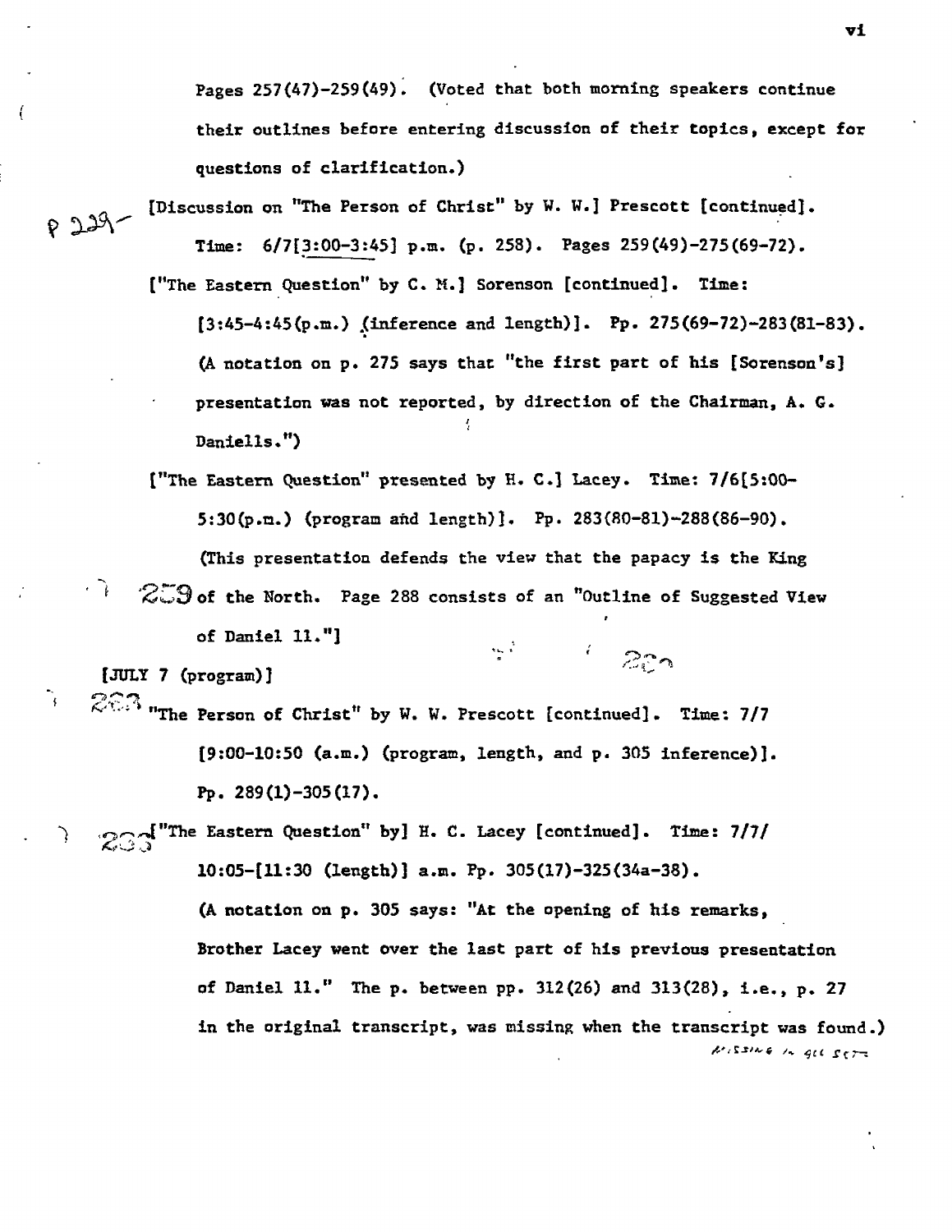Pages 257(47)-259(49). (Voted that both morning speakers continue their outlines before entering discussion of their topics, except for questions of clarification.)

[Discussion on "The Person of Christ" by W. W.] Prescott [continued]. Time: 6/7[3:00-3:45] p.m. (p. 258). Pages 259(49)-275(69-72).

["The Eastern Question" by C. M.] Sorenson [continued]. Time: [3:45-4:45(p.m.) (inference and length)]. Pp. 275(69-72)-283(81-83). (A notation on p. 275 says that "the first part of his [Sorenson's] presentation was not reported, by direction of the Chairman, A. G. Daniells.")

["The Eastern Question" presented by H. C.] Lacey. Time: 7/6[5:00-5:30(p.m.) (program and length)]. Pp. 283(80-81)-288(86-90). (This presentation defends the view that the papacy is the King of the North. Page 288 consists of an "Outline of Suggested View of Daniel 11."]

[JULY 7 (program)]

"The Person of Christ" by W. W. Prescott [continued]. Time: 7/7 [9:00-10:50 (a.m.) (program, length, and p. 305 inference)]. Pp. 289(1)-305(17).

["The Eastern Question" by] H. C. Lacey [continued]. Time: 7/7/ 10:05-[11:30 (length)] a.m. Pp. 305(17)-325(34a-38). (A notation on p. 305 says: "At the opening of his remarks, Brother Lacey went over the last part of his previous presentation of Daniel 11." The p. between pp. 312(26) and 313(28), i.e., p. 27 in the original transcript, was missing when the transcript was found.)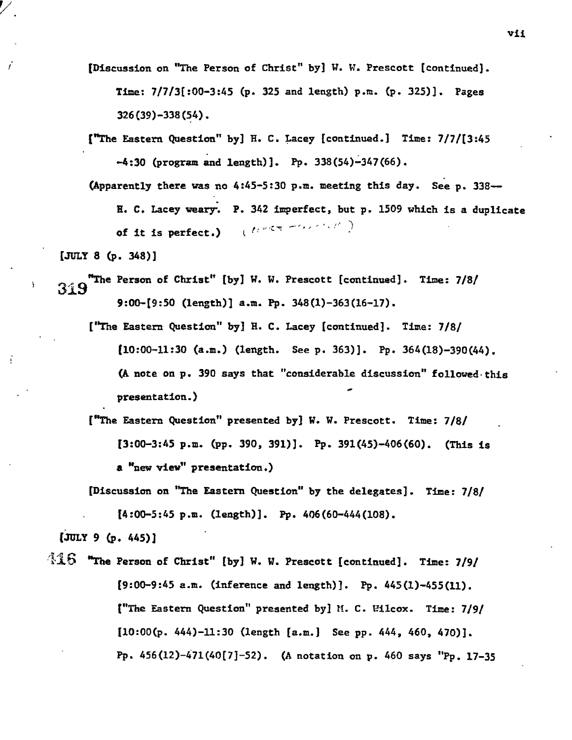[Discussion on "The Person of Christ" by] W. W. Prescott [continued]. Time: 7/7/3[:00-3:45 (p. 325 and length) p.m. (p. 325)]. Pages 326(39)-338(54).

["The Eastern Question" by] H. C. Lacey [continued.] Time: 7/7/[3:45 -4:30 (program and length)]. Pp. 338(54)-347(66).

(Apparently there was no 4:45-5:30 p.m. meeting this day. See p. 338— H. C. Lacey weary. P. 342 imperfect, but p. 1509 which is a duplicate of it is perfect.)

[JULY 8 (p. 348)]

319 "The Person of Christ" [by] W. W. Prescott [continued]. Time: 7/8/ 9:00-[9:50 (length)] a.m. Pp. 348(1)-363(16-17).

["The Eastern Question" by] H. C. Lacey [continued]. Time: 7/8/ [10:00-11:30 (a.m.) (length. See p. 363)]. Pp. 364(18)-390(44). (A note on p. 390 says that "considerable discussion" followed this presentation.)

["The Eastern Question" presented by] W. W. Prescott. Time: 7/8/ [3:00-3:45 p.m. (pp. 390, 391)]. Pp. 391(45)-406(60). (This is a "new view" presentation.)

[Discussion on "The Eastern Question" by the delegates]. Time: 7/8/ [4:00-5:45 p.m. (length)]. Pp. 406(60-444(108).

[JULY 9 (p. 445)]

416 "The Person of Christ" [by] W. W. Prescott [continued]. Time: 7/9/ [9:00-9:45 a.m. (inference and length)]. Pp. 445(1)-455(11).

["The Eastern Question" presented by] M. C. Wilcox. Time: 7/9/ [10:00(p. 444)-11:30 (length [a.m.] See pp. 444, 460, 470)]. Pp. 456(12)-471(40[7]-52). (A notation on p. 460 says "Pp. 17-35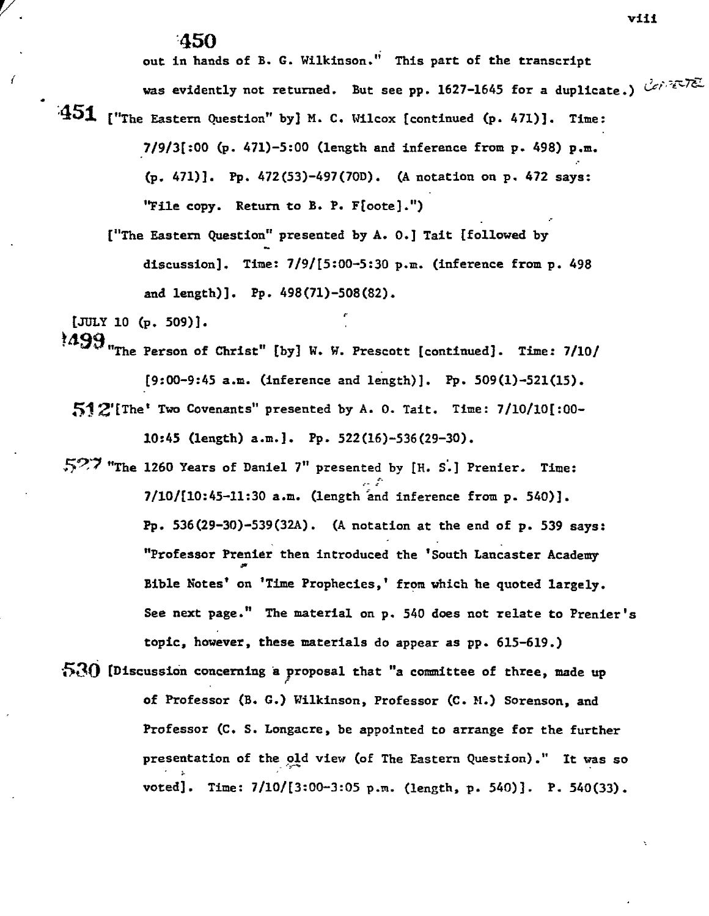450 out in hands of B. G. Wilkinson." This part of the transcript was evidently not returned. But see pp. 1627-1645 for a duplicate.)

451 ["The Eastern Question" by] M. C. Wilcox [continued (p. 471)]. Time: 7/9/3[:00 (p. 471)-5:00 (length and inference from p. 498) p.m. (p. 471)]. Pp. 472(53)-497(70D). (A notation on p. 472 says: "File copy. Return to B. P. F[oote].")

["The Eastern Question" presented by A. O.] Tait [followed by discussion]. Time: 7/9/[5:00-5:30 p.m. (inference from p. 498 and length)]. Pp. 498(71)-508(82).

[JULY 10 (p. 509)].

499 "The Person of Christ" [by] W. W. Prescott [continued]. Time: 7/10/[9:00-9:45 a.m. (inference and length)]. Pp. 509(1)-521(15).

512 [The' Two Covenants" presented by A. O. Tait. Time: 7/10/10[:00-10:45 (length) a.m.]. Pp. 522(16)-536(29-30).

527 "The 1260 Years of Daniel 7" presented by [H. S.] Prenier. Time: 7/10/[10:45-11:30 a.m. (length and inference from p. 540)]. Pp. 536(29-30)-539(32A). (A notation at the end of p. 539 says: "Professor Prenier then introduced the 'South Lancaster Academy Bible Notes' on 'Time Prophecies,' from which he quoted largely. See next page." The material on p. 540 does not relate to Prenier's topic, however, these materials do appear as pp. 615-619.)

530 [Discussion concerning a proposal that "a committee of three, made up of Professor (B. G.) Wilkinson, Professor (C. M.) Sorenson, and Professor (C. S. Longacre, be appointed to arrange for the further presentation of the old view (of The Eastern Question)." It was so voted]. Time: 7/10/[3:00-3:05 p.m. (length, p. 540)]. P. 540(33).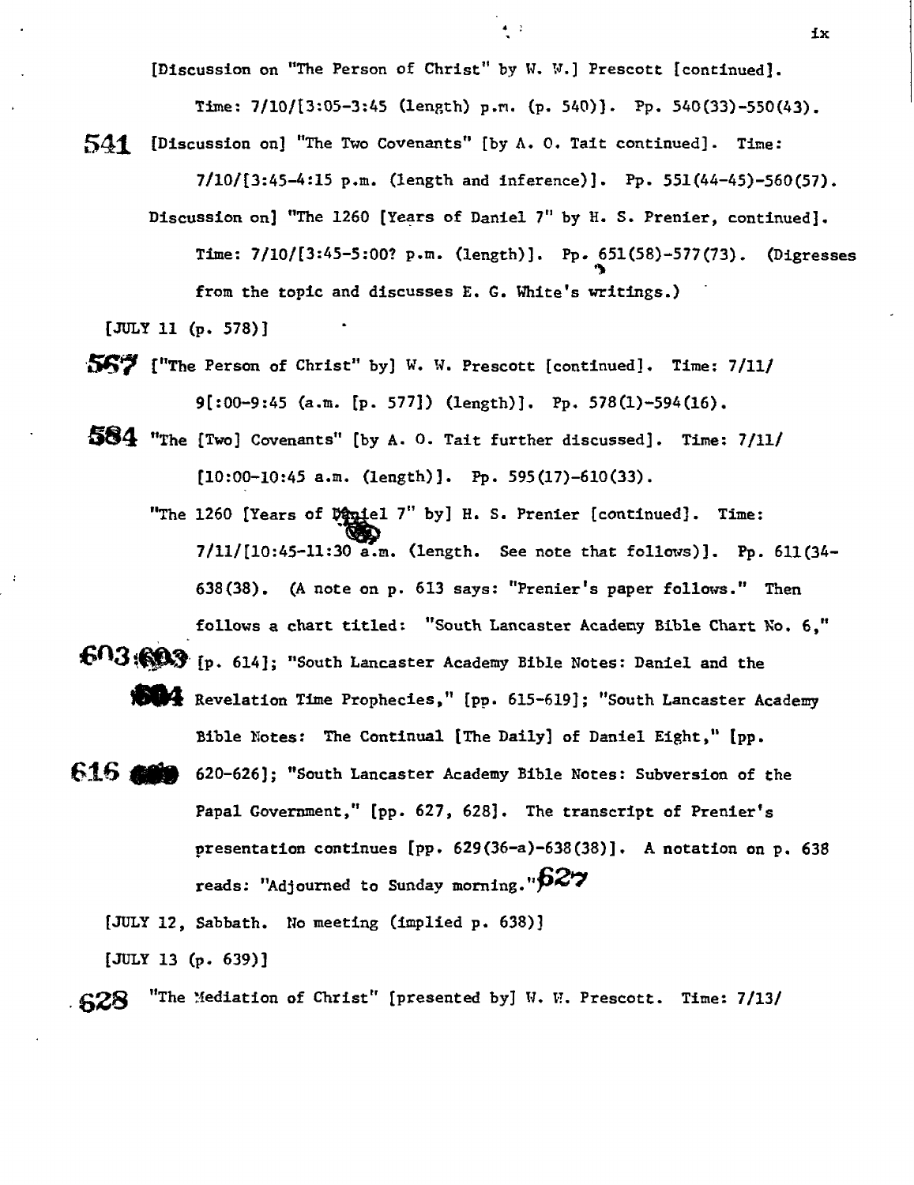[Discussion on "The Person of Christ" by W. W.] Prescott [continued].
Time: 7/10/[3:05-3:45 (length) p.m. (p. 540)]. Pp. 540(33)-550(43).

541 [Discussion on] "The Two Covenants" [by A. O. Tait continued]. Time:
7/10/[3:45-4:15 p.m. (length and inference)]. Pp. 551(44-45)-560(57).

Discussion on] "The 1260 [Years of Daniel 7" by H. S. Prenier, continued].
Time: 7/10/[3:45-5:00? p.m. (length)]. Pp. 651(58)-577(73). (Digresses from the topic and discusses E. G. White's writings.)

[JULY 11 (p. 578)]

567 ["The Person of Christ" by] W. W. Prescott [continued]. Time: 7/11/
9[:00-9:45 (a.m. [p. 577]) (length)]. Pp. 578(1)-594(16).

584 "The [Two] Covenants" [by A. O. Tait further discussed]. Time: 7/11/
[10:00-10:45 a.m. (length)]. Pp. 595(17)-610(33).

"The 1260 [Years of Daniel 7" by] H. S. Prenier [continued]. Time:
7/11/[10:45-11:30 a.m. (length. See note that follows)]. Pp. 611(34-638(38). (A note on p. 613 says: "Prenier's paper follows." Then follows a chart titled: "South Lancaster Academy Bible Chart No. 6,"

603 603 [p. 614]; "South Lancaster Academy Bible Notes: Daniel and the

604 Revelation Time Prophecies," [pp. 615-619]; "South Lancaster Academy Bible Notes: The Continual [The Daily] of Daniel Eight," [pp.

616 610 620-626]; "South Lancaster Academy Bible Notes: Subversion of the Papal Government," [pp. 627, 628]. The transcript of Prenier's presentation continues [pp. 629(36-a)-638(38)]. A notation on p. 638 reads: "Adjourned to Sunday morning." 627

[JULY 12, Sabbath. No meeting (implied p. 638)]

[JULY 13 (p. 639)]

628 "The Mediation of Christ" [presented by] W. W. Prescott. Time: 7/13/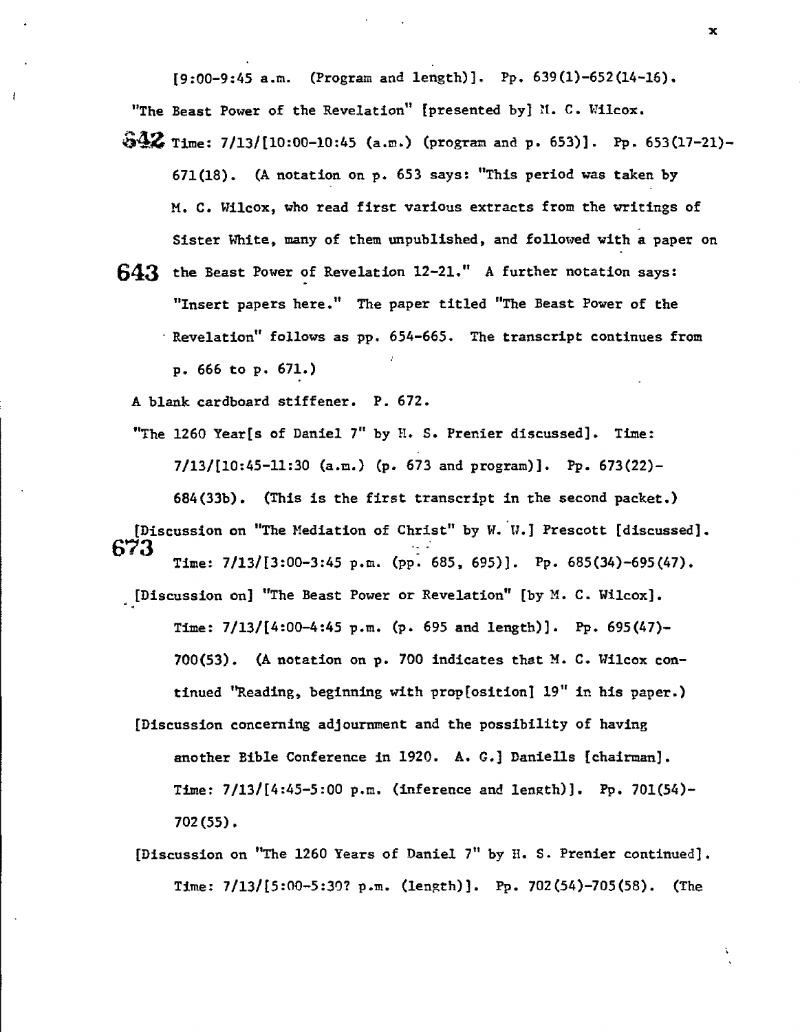[9:00-9:45 a.m. (Program and length)]. Pp. 639(1)-652(14-16).

"The Beast Power of the Revelation" [presented by] M. C. Wilcox.

642 Time: 7/13/[10:00-10:45 (a.m.) (program and p. 653)]. Pp. 653(17-21)-671(18). (A notation on p. 653 says: "This period was taken by M. C. Wilcox, who read first various extracts from the writings of Sister White, many of them unpublished, and followed with a paper on

643 the Beast Power of Revelation 12-21." A further notation says: "Insert papers here." The paper titled "The Beast Power of the Revelation" follows as pp. 654-665. The transcript continues from p. 666 to p. 671.)

A blank cardboard stiffener. P. 672.

"The 1260 Year[s of Daniel 7" by H. S. Prenier discussed]. Time: 7/13/[10:45-11:30 (a.m.) (p. 673 and program)]. Pp. 673(22)-684(33b). (This is the first transcript in the second packet.)

673 [Discussion on "The Mediation of Christ" by W. W.] Prescott [discussed]. Time: 7/13/[3:00-3:45 p.m. (pp. 685, 695)]. Pp. 685(34)-695(47).

[Discussion on] "The Beast Power or Revelation" [by M. C. Wilcox]. Time: 7/13/[4:00-4:45 p.m. (p. 695 and length)]. Pp. 695(47)-700(53). (A notation on p. 700 indicates that M. C. Wilcox continued "Reading, beginning with prop[osition] 19" in his paper.)

[Discussion concerning adjournment and the possibility of having another Bible Conference in 1920. A. G.] Daniells [chairman]. Time: 7/13/[4:45-5:00 p.m. (inference and length)]. Pp. 701(54)-702(55).

[Discussion on "The 1260 Years of Daniel 7" by H. S. Prenier continued]. Time: 7/13/[5:00-5:30? p.m. (length)]. Pp. 702(54)-705(58). (The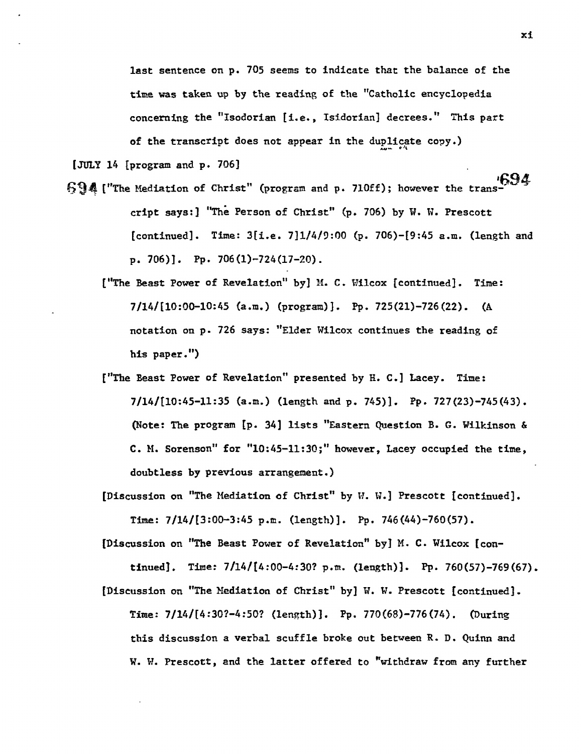last sentence on p. 705 seems to indicate that the balance of the time was taken up by the reading of the "Catholic encyclopedia concerning the "Isodorian [i.e., Isidorian] decrees." This part of the transcript does not appear in the duplicate copy.)

[JULY 14 [program and p. 706]

694 ["The Mediation of Christ" (program and p. 710ff); however the transcript says:] "The Person of Christ" (p. 706) by W. W. Prescott [continued]. Time: 3[i.e. 7]1/4/9:00 (p. 706)-[9:45 a.m. (length and p. 706)]. Pp. 706(1)-724(17-20).

["The Beast Power of Revelation" by] M. C. Wilcox [continued]. Time: 7/14/[10:00-10:45 (a.m.) (program)]. Pp. 725(21)-726(22). (A notation on p. 726 says: "Elder Wilcox continues the reading of his paper.")

["The Beast Power of Revelation" presented by H. C.] Lacey. Time: 7/14/[10:45-11:35 (a.m.) (length and p. 745)]. Pp. 727(23)-745(43). (Note: The program [p. 34] lists "Eastern Question B. G. Wilkinson & C. M. Sorenson" for "10:45-11:30;" however, Lacey occupied the time, doubtless by previous arrangement.)

[Discussion on "The Mediation of Christ" by W. W.] Prescott [continued]. Time: 7/14/[3:00-3:45 p.m. (length)]. Pp. 746(44)-760(57).

[Discussion on "The Beast Power of Revelation" by] M. C. Wilcox [continued]. Time: 7/14/[4:00-4:30? p.m. (length)]. Pp. 760(57)-769(67).

[Discussion on "The Mediation of Christ" by] W. W. Prescott [continued]. Time: 7/14/[4:30?-4:50? (length)]. Pp. 770(68)-776(74). (During this discussion a verbal scuffle broke out between R. D. Quinn and W. W. Prescott, and the latter offered to "withdraw from any further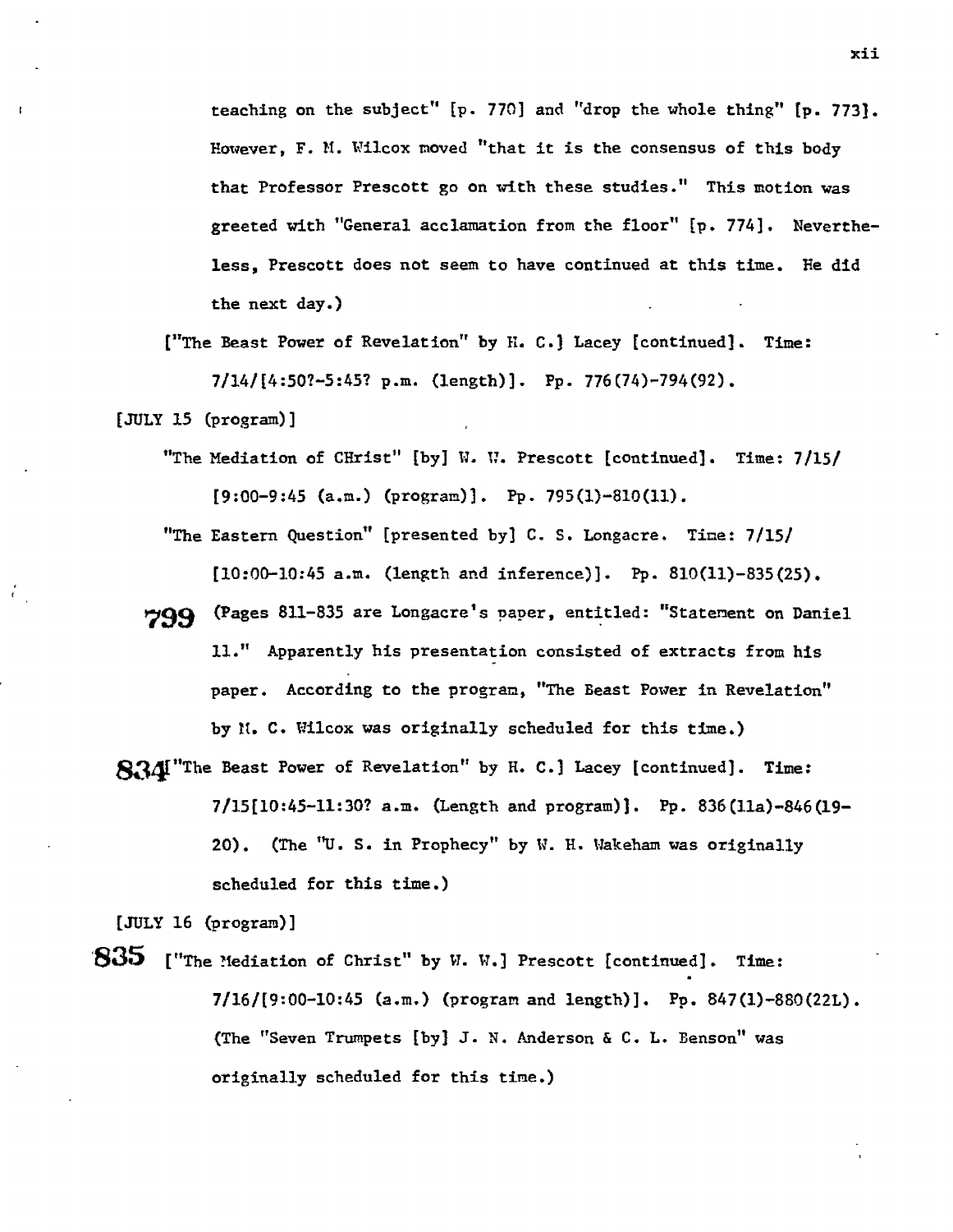teaching on the subject" [p. 770] and "drop the whole thing" [p. 773]. However, F. M. Wilcox moved "that it is the consensus of this body that Professor Prescott go on with these studies." This motion was greeted with "General acclamation from the floor" [p. 774]. Nevertheless, Prescott does not seem to have continued at this time. He did the next day.)

["The Beast Power of Revelation" by H. C.] Lacey [continued]. Time: 7/14/[4:50?-5:45? p.m. (length)]. Pp. 776(74)-794(92).

[JULY 15 (program)]

"The Mediation of CHrist" [by] W. W. Prescott [continued]. Time: 7/15/ [9:00-9:45 (a.m.) (program)]. Pp. 795(1)-810(11).

"The Eastern Question" [presented by] C. S. Longacre. Time: 7/15/ [10:00-10:45 a.m. (length and inference)]. Pp. 810(11)-835(25).

**799** (Pages 811-835 are Longacre's paper, entitled: "Statement on Daniel 11." Apparently his presentation consisted of extracts from his paper. According to the program, "The Beast Power in Revelation" by M. C. Wilcox was originally scheduled for this time.)

**834** ["The Beast Power of Revelation" by H. C.] Lacey [continued]. Time: 7/15[10:45-11:30? a.m. (Length and program)]. Pp. 836(11a)-846(19-20). (The "U. S. in Prophecy" by W. H. Wakeham was originally scheduled for this time.)

[JULY 16 (program)]

**835** ["The Mediation of Christ" by W. W.] Prescott [continued]. Time: 7/16/[9:00-10:45 (a.m.) (program and length)]. Pp. 847(1)-880(22L). (The "Seven Trumpets [by] J. N. Anderson & C. L. Benson" was originally scheduled for this time.)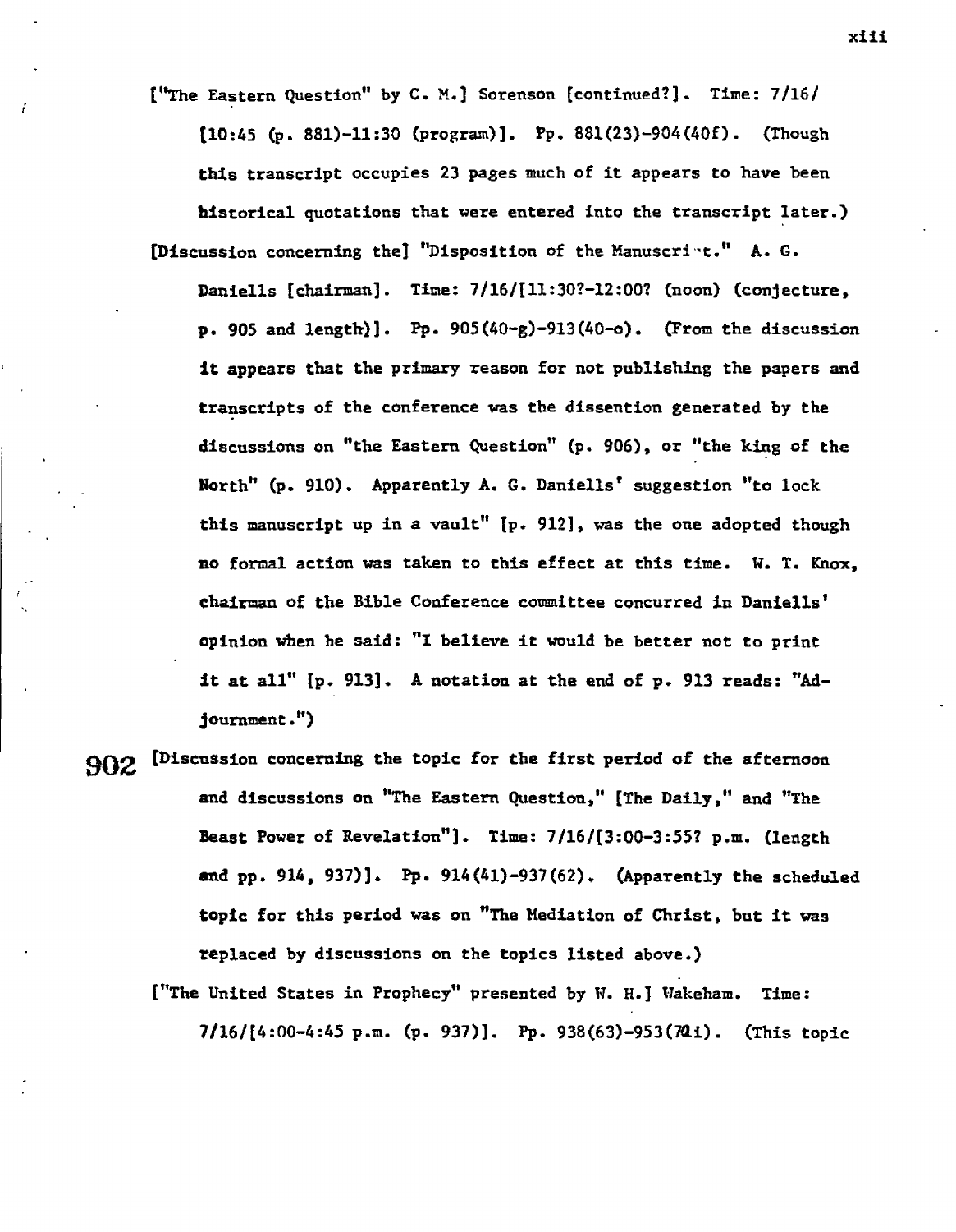["The Eastern Question" by C. M.] Sorenson [continued?]. Time: 7/16/ [10:45 (p. 881)-11:30 (program)]. Pp. 881(23)-904(40f). (Though this transcript occupies 23 pages much of it appears to have been historical quotations that were entered into the transcript later.)

[Discussion concerning the] "Disposition of the Manuscript." A. G. Daniells [chairman]. Time: 7/16/[11:30?-12:00? (noon) (conjecture, p. 905 and length)]. Pp. 905(40-g)-913(40-o). (From the discussion it appears that the primary reason for not publishing the papers and transcripts of the conference was the dissention generated by the discussions on "the Eastern Question" (p. 906), or "the king of the North" (p. 910). Apparently A. G. Daniells' suggestion "to lock this manuscript up in a vault" [p. 912], was the one adopted though no formal action was taken to this effect at this time. W. T. Knox, chairman of the Bible Conference committee concurred in Daniells' opinion when he said: "I believe it would be better not to print it at all" [p. 913]. A notation at the end of p. 913 reads: "Adjournment.")

902 [Discussion concerning the topic for the first period of the afternoon and discussions on "The Eastern Question," [The Daily," and "The Beast Power of Revelation"]. Time: 7/16/[3:00-3:55? p.m. (length and pp. 914, 937)]. Pp. 914(41)-937(62). (Apparently the scheduled topic for this period was on "The Mediation of Christ, but it was replaced by discussions on the topics listed above.)

["The United States in Prophecy" presented by W. H.] Wakeham. Time: 7/16/[4:00-4:45 p.m. (p. 937)]. Pp. 938(63)-953(74i). (This topic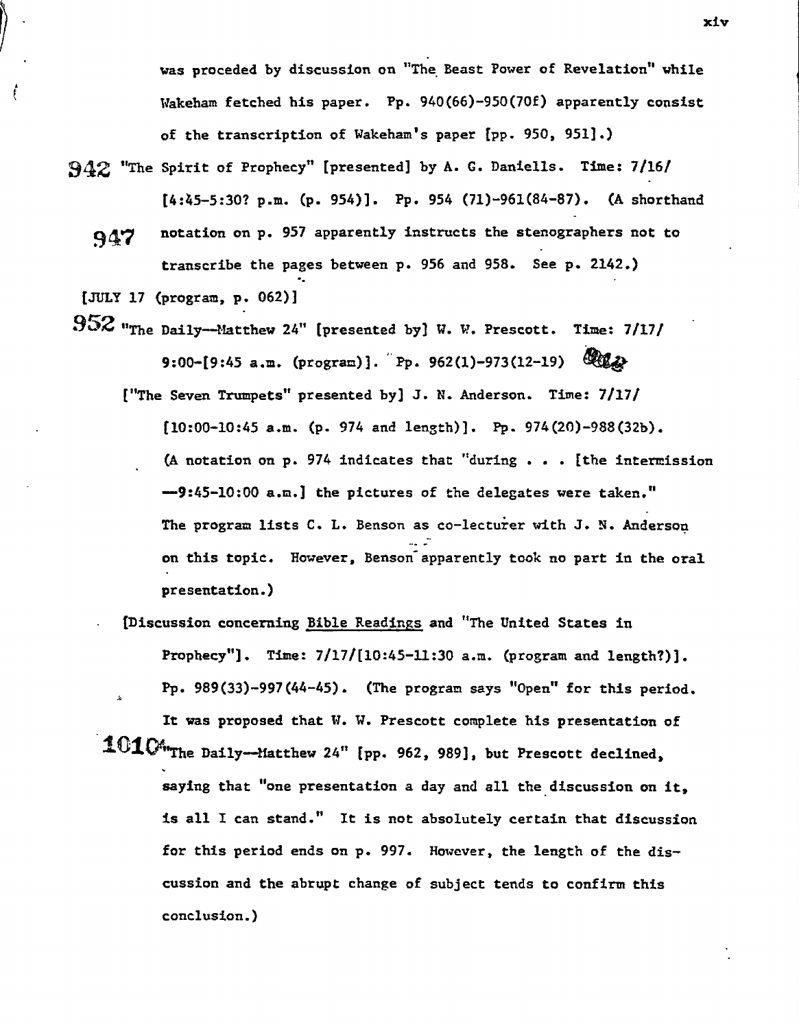was proceded by discussion on "The Beast Power of Revelation" while Wakeham fetched his paper. Pp. 940(66)-950(70f) apparently consist of the transcription of Wakeham's paper [pp. 950, 951].)

942 "The Spirit of Prophecy" [presented] by A. G. Daniells. Time: 7/16/ [4:45-5:30? p.m. (p. 954)]. Pp. 954 (71)-961(84-87). (A shorthand

947 notation on p. 957 apparently instructs the stenographers not to transcribe the pages between p. 956 and 958. See p. 2142.)

[JULY 17 (program, p. 062)]

952 "The Daily—Matthew 24" [presented by] W. W. Prescott. Time: 7/17/ 9:00-[9:45 a.m. (program)]. Pp. 962(1)-973(12-19)

["The Seven Trumpets" presented by] J. N. Anderson. Time: 7/17/ [10:00-10:45 a.m. (p. 974 and length)]. Pp. 974(20)-988(32b). (A notation on p. 974 indicates that "during . . . [the intermission —9:45-10:00 a.m.] the pictures of the delegates were taken." The program lists C. L. Benson as co-lecturer with J. N. Anderson on this topic. However, Benson apparently took no part in the oral presentation.)

[Discussion concerning Bible Readings and "The United States in Prophecy"]. Time: 7/17/[10:45-11:30 a.m. (program and length?)]. Pp. 989(33)-997(44-45). (The program says "Open" for this period. It was proposed that W. W. Prescott complete his presentation of

1010 "The Daily—Matthew 24" [pp. 962, 989], but Prescott declined, saying that "one presentation a day and all the discussion on it, is all I can stand." It is not absolutely certain that discussion for this period ends on p. 997. However, the length of the discussion and the abrupt change of subject tends to confirm this conclusion.)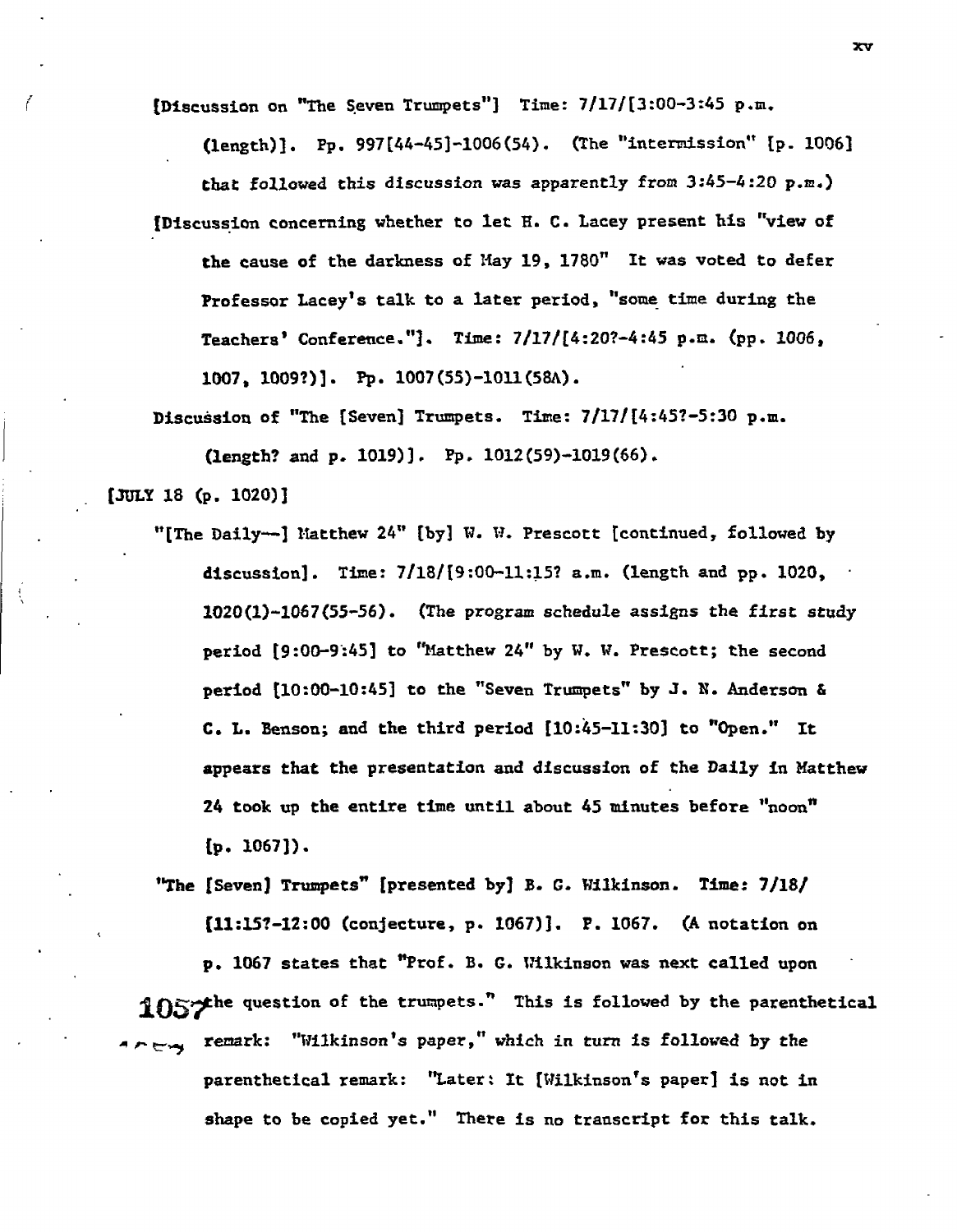[Discussion on "The Seven Trumpets"] Time: 7/17/[3:00-3:45 p.m. (length)]. Pp. 997[44-45]-1006(54). (The "intermission" [p. 1006] that followed this discussion was apparently from 3:45-4:20 p.m.)

[Discussion concerning whether to let H. C. Lacey present his "view of the cause of the darkness of May 19, 1780" It was voted to defer Professor Lacey's talk to a later period, "some time during the Teachers' Conference."]. Time: 7/17/[4:20?-4:45 p.m. (pp. 1006, 1007, 1009?)]. Pp. 1007(55)-1011(58A).

Discussion of "The [Seven] Trumpets. Time: 7/17/[4:45?-5:30 p.m. (length? and p. 1019)]. Pp. 1012(59)-1019(66).

[JULY 18 (p. 1020)]

"[The Daily--] Matthew 24" [by] W. W. Prescott [continued, followed by discussion]. Time: 7/18/[9:00-11:15? a.m. (length and pp. 1020, 1020(1)-1067(55-56). (The program schedule assigns the first study period [9:00-9:45] to "Matthew 24" by W. W. Prescott; the second period [10:00-10:45] to the "Seven Trumpets" by J. N. Anderson & C. L. Benson; and the third period [10:45-11:30] to "Open." It appears that the presentation and discussion of the Daily in Matthew 24 took up the entire time until about 45 minutes before "noon" [p. 1067]).

"The [Seven] Trumpets" [presented by] B. G. Wilkinson. Time: 7/18/[11:15?-12:00 (conjecture, p. 1067)]. P. 1067. (A notation on p. 1067 states that "Prof. B. G. Wilkinson was next called upon the question of the trumpets." This is followed by the parenthetical remark: "Wilkinson's paper," which in turn is followed by the parenthetical remark: "Later: It [Wilkinson's paper] is not in shape to be copied yet." There is no transcript for this talk.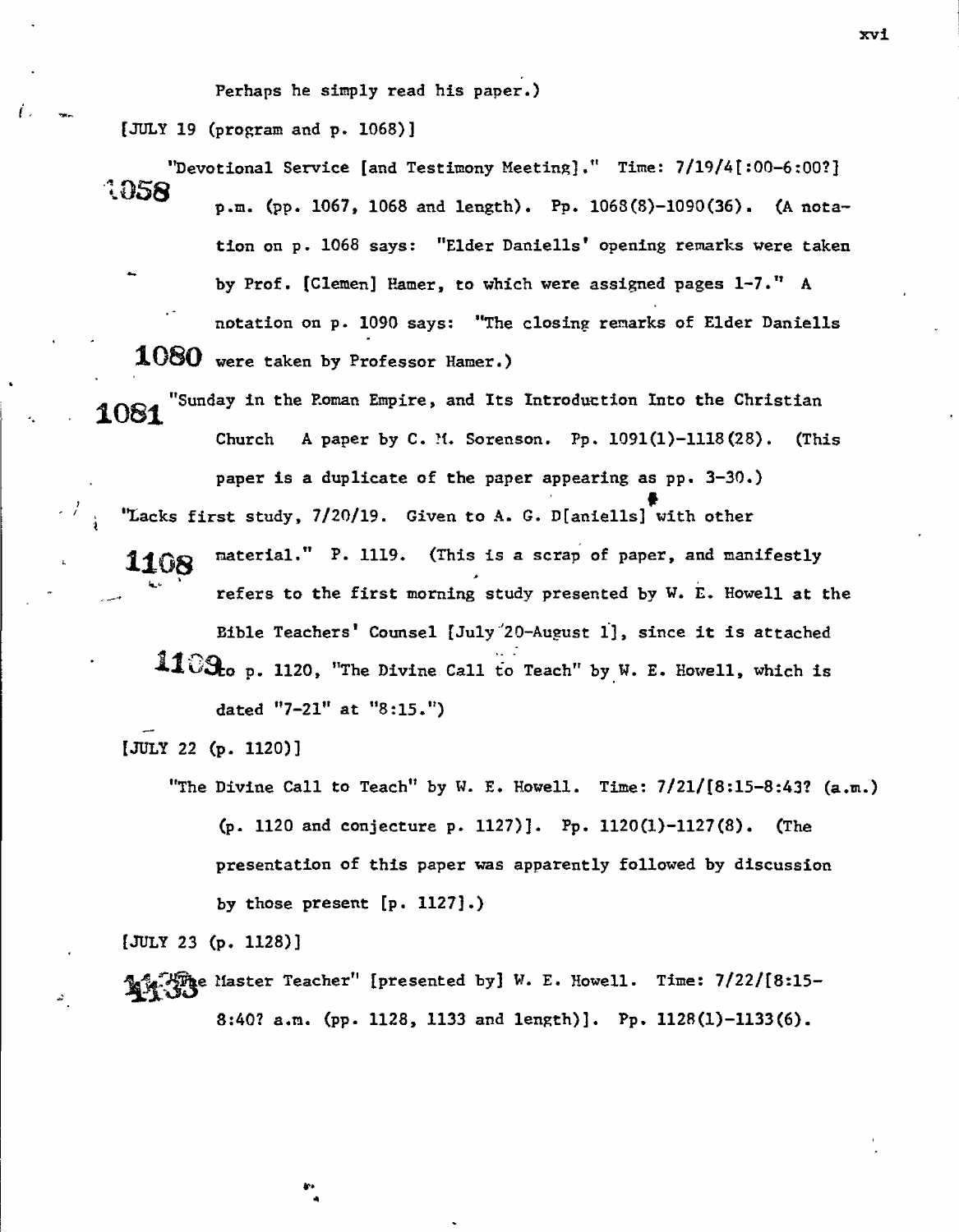Perhaps he simply read his paper.)

[JULY 19 (program and p. 1068)]

"Devotional Service [and Testimony Meeting]." Time: 7/19/4[:00-6:00?] p.m. (pp. 1067, 1068 and length). Pp. 1068(8)-1090(36). (A notation on p. 1068 says: "Elder Daniells' opening remarks were taken by Prof. [Clemen] Hamer, to which were assigned pages 1-7." A notation on p. 1090 says: "The closing remarks of Elder Daniells were taken by Professor Hamer.)

"Sunday in the Roman Empire, and Its Introduction Into the Christian Church A paper by C. M. Sorenson. Pp. 1091(1)-1118(28). (This paper is a duplicate of the paper appearing as pp. 3-30.)

"Lacks first study, 7/20/19. Given to A. G. D[aniells] with other material." P. 1119. (This is a scrap of paper, and manifestly refers to the first morning study presented by W. E. Howell at the Bible Teachers' Counsel [July 20-August 1], since it is attached to p. 1120, "The Divine Call to Teach" by W. E. Howell, which is dated "7-21" at "8:15.")

[JULY 22 (p. 1120)]

"The Divine Call to Teach" by W. E. Howell. Time: 7/21/[8:15-8:43? (a.m.) (p. 1120 and conjecture p. 1127)]. Pp. 1120(1)-1127(8). (The presentation of this paper was apparently followed by discussion by those present [p. 1127].)

[JULY 23 (p. 1128)]

"The Master Teacher" [presented by] W. E. Howell. Time: 7/22/[8:15-8:40? a.m. (pp. 1128, 1133 and length)]. Pp. 1128(1)-1133(6).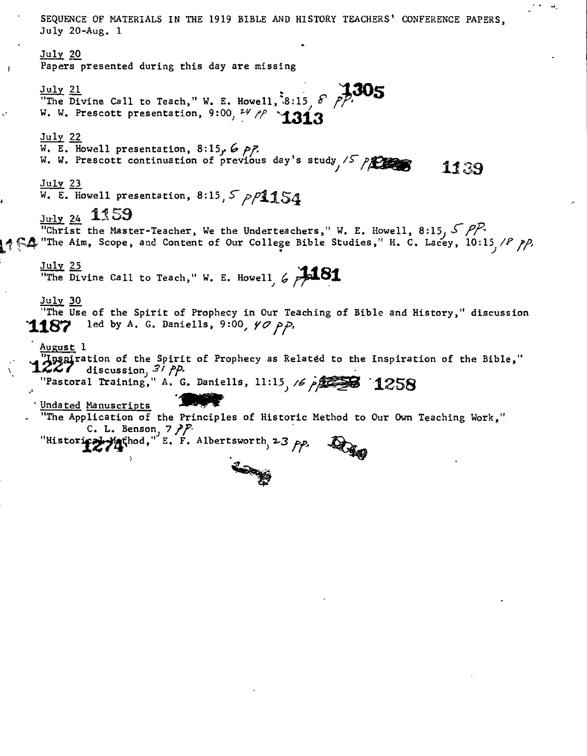SEQUENCE OF MATERIALS IN THE 1919 BIBLE AND HISTORY TEACHERS' CONFERENCE PAPERS, July 20-Aug. 1

July 20
Papers presented during this day are missing

July 21
"The Divine Call to Teach," W. E. Howell, 8:15, 8 pp. 1305
W. W. Prescott presentation, 9:00, 24 pp 1313

July 22
W. E. Howell presentation, 8:15, 6 pp.
W. W. Prescott continuation of previous day's study, 15 pp. 1139

July 23
W. E. Howell presentation, 8:15, 5 pp 1154

July 24 1159
"Christ the Master-Teacher, We the Underteachers," W. E. Howell, 8:15, 5 pp.
1164 "The Aim, Scope, and Content of Our College Bible Studies," H. C. Lacey, 10:15, 18 pp.

July 25
"The Divine Call to Teach," W. E. Howell, 6 pp. 1181

July 30
"The Use of the Spirit of Prophecy in Our Teaching of Bible and History," discussion
1187 led by A. G. Daniells, 9:00, 40 pp.

August 1
"Inspiration of the Spirit of Prophecy as Related to the Inspiration of the Bible,"
1227 discussion, 31 pp.
"Pastoral Training," A. G. Daniells, 11:15, 16 pp. 1258

Undated Manuscripts
"The Application of the Principles of Historic Method to Our Own Teaching Work,"
C. L. Benson, 7 pp.
"Historical Method," E. F. Albertsworth, 23 pp. 1274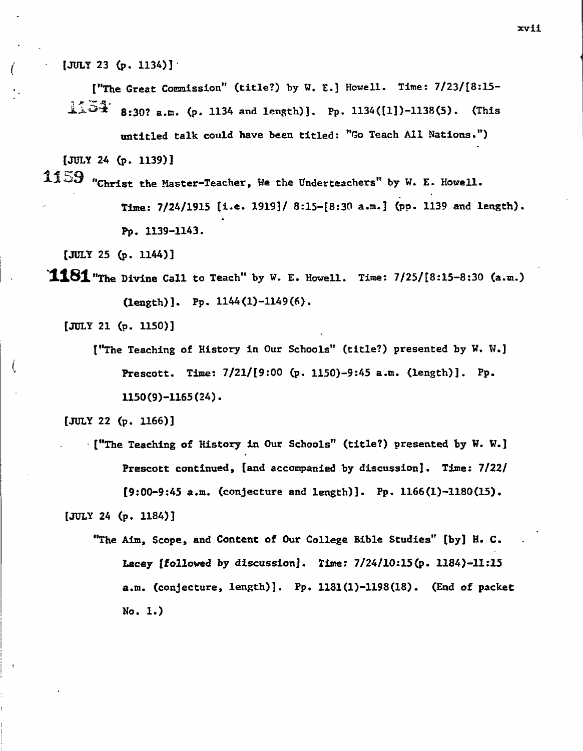[JULY 23 (p. 1134)]

["The Great Commission" (title?) by W. E.] Howell. Time: 7/23/[8:15-

1154 8:30? a.m. (p. 1134 and length)]. Pp. 1134([1])-1138(5). (This untitled talk could have been titled: "Go Teach All Nations.")

[JULY 24 (p. 1139)]

1159 "Christ the Master-Teacher, We the Underteachers" by W. E. Howell. Time: 7/24/1915 [i.e. 1919]/ 8:15-[8:30 a.m.] (pp. 1139 and length). Pp. 1139-1143.

[JULY 25 (p. 1144)]

**1181** "The Divine Call to Teach" by W. E. Howell. Time: 7/25/[8:15-8:30 (a.m.) (length)]. Pp. 1144(1)-1149(6).

[JULY 21 (p. 1150)]

["The Teaching of History in Our Schools" (title?) presented by W. W.] Prescott. Time: 7/21/[9:00 (p. 1150)-9:45 a.m. (length)]. Pp. 1150(9)-1165(24).

[JULY 22 (p. 1166)]

["The Teaching of History in Our Schools" (title?) presented by W. W.] Prescott continued, [and accompanied by discussion]. Time: 7/22/ [9:00-9:45 a.m. (conjecture and length)]. Pp. 1166(1)-1180(15).

[JULY 24 (p. 1184)]

"The Aim, Scope, and Content of Our College Bible Studies" [by] H. C. Lacey [followed by discussion]. Time: 7/24/10:15(p. 1184)-11:15 a.m. (conjecture, length)]. Pp. 1181(1)-1198(18). (End of packet No. 1.)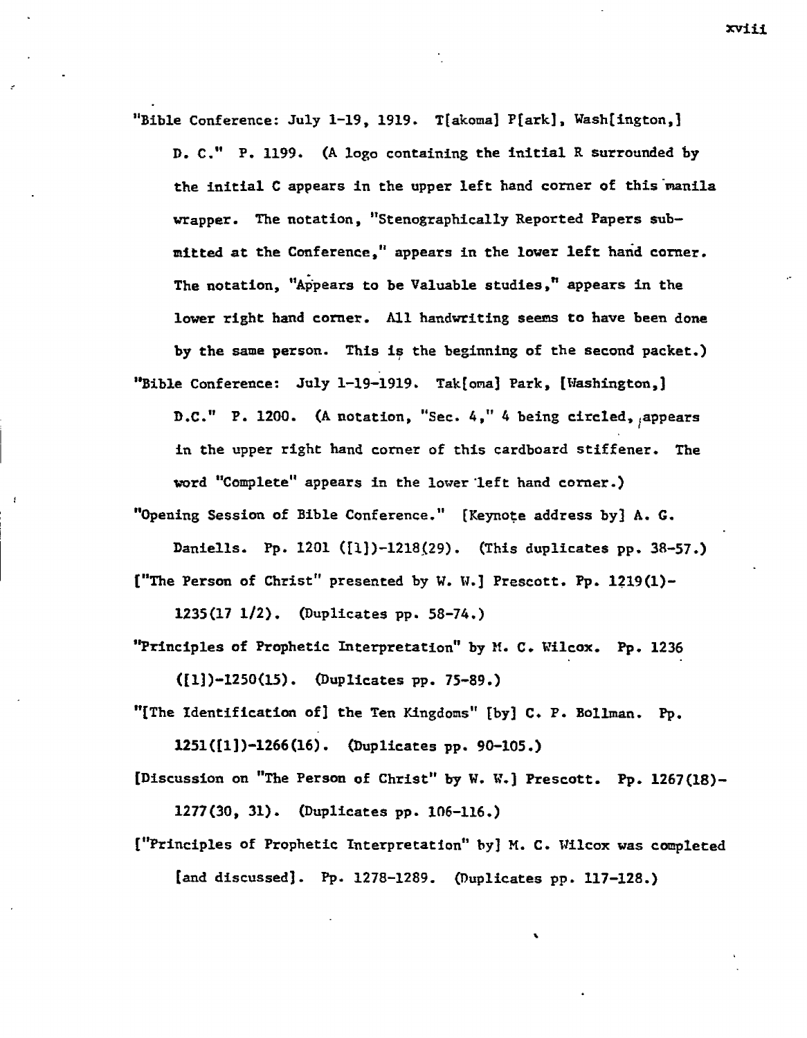"Bible Conference: July 1-19, 1919. T[akoma] P[ark], Wash[ington,] D. C." P. 1199. (A logo containing the initial R surrounded by the initial C appears in the upper left hand corner of this manila wrapper. The notation, "Stenographically Reported Papers submitted at the Conference," appears in the lower left hand corner. The notation, "Appears to be Valuable studies," appears in the lower right hand corner. All handwriting seems to have been done by the same person. This is the beginning of the second packet.)

"Bible Conference: July 1-19-1919. Tak[oma] Park, [Washington,] D.C." P. 1200. (A notation, "Sec. 4," 4 being circled, appears in the upper right hand corner of this cardboard stiffener. The word "Complete" appears in the lower left hand corner.)

"Opening Session of Bible Conference." [Keynote address by] A. G. Daniells. Pp. 1201 ([1])-1218(29). (This duplicates pp. 38-57.)

["The Person of Christ" presented by W. W.] Prescott. Pp. 1219(1)-1235(17 1/2). (Duplicates pp. 58-74.)

"Principles of Prophetic Interpretation" by M. C. Wilcox. Pp. 1236 ([1])-1250(15). (Duplicates pp. 75-89.)

"[The Identification of] the Ten Kingdoms" [by] C. P. Bollman. Pp. 1251([1])-1266(16). (Duplicates pp. 90-105.)

[Discussion on "The Person of Christ" by W. W.] Prescott. Pp. 1267(18)-1277(30, 31). (Duplicates pp. 106-116.)

["Principles of Prophetic Interpretation" by] M. C. Wilcox was completed [and discussed]. Pp. 1278-1289. (Duplicates pp. 117-128.)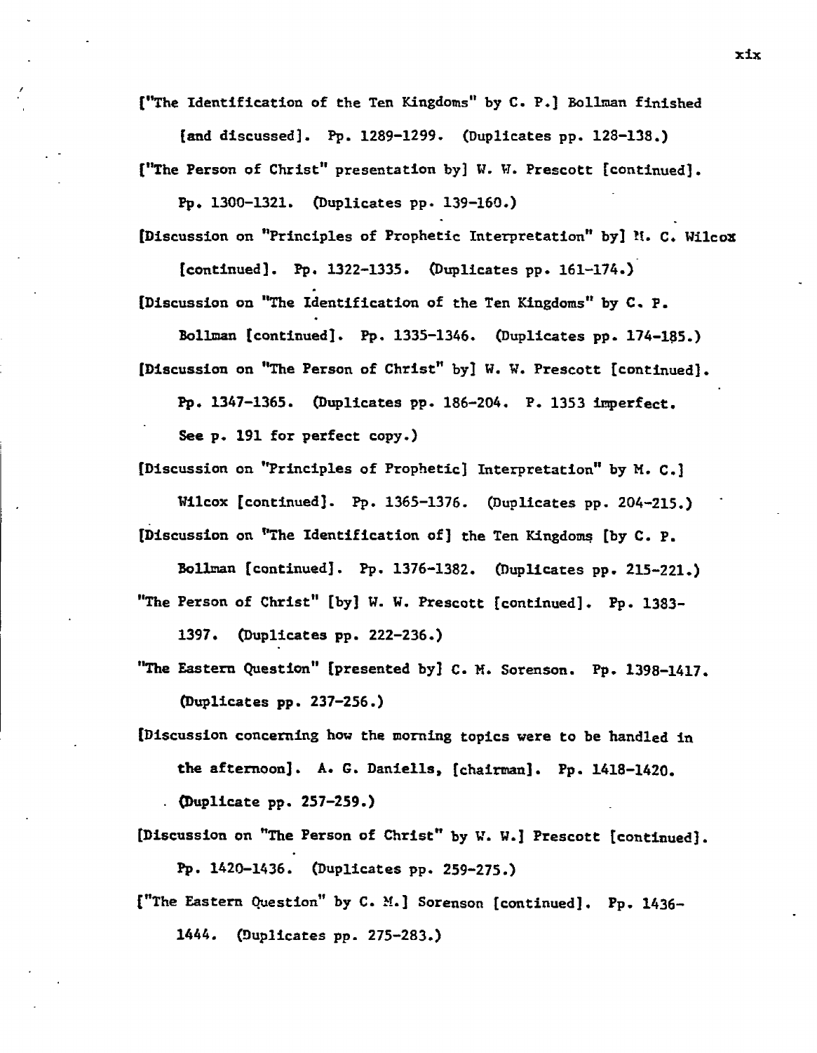["The Identification of the Ten Kingdoms" by C. P.] Bollman finished [and discussed]. Pp. 1289-1299. (Duplicates pp. 128-138.)

["The Person of Christ" presentation by] W. W. Prescott [continued]. Pp. 1300-1321. (Duplicates pp. 139-160.)

[Discussion on "Principles of Prophetic Interpretation" by] M. C. Wilcox [continued]. Pp. 1322-1335. (Duplicates pp. 161-174.)

[Discussion on "The Identification of the Ten Kingdoms" by C. P. Bollman [continued]. Pp. 1335-1346. (Duplicates pp. 174-185.)

[Discussion on "The Person of Christ" by] W. W. Prescott [continued]. Pp. 1347-1365. (Duplicates pp. 186-204. P. 1353 imperfect. See p. 191 for perfect copy.)

[Discussion on "Principles of Prophetic] Interpretation" by M. C.] Wilcox [continued]. Pp. 1365-1376. (Duplicates pp. 204-215.)

[Discussion on "The Identification of] the Ten Kingdoms [by C. P. Bollman [continued]. Pp. 1376-1382. (Duplicates pp. 215-221.)

"The Person of Christ" [by] W. W. Prescott [continued]. Pp. 1383-1397. (Duplicates pp. 222-236.)

"The Eastern Question" [presented by] C. M. Sorenson. Pp. 1398-1417. (Duplicates pp. 237-256.)

[Discussion concerning how the morning topics were to be handled in the afternoon]. A. G. Daniells, [chairman]. Pp. 1418-1420. (Duplicate pp. 257-259.)

[Discussion on "The Person of Christ" by W. W.] Prescott [continued]. Pp. 1420-1436. (Duplicates pp. 259-275.)

["The Eastern Question" by C. M.] Sorenson [continued]. Pp. 1436-1444. (Duplicates pp. 275-283.)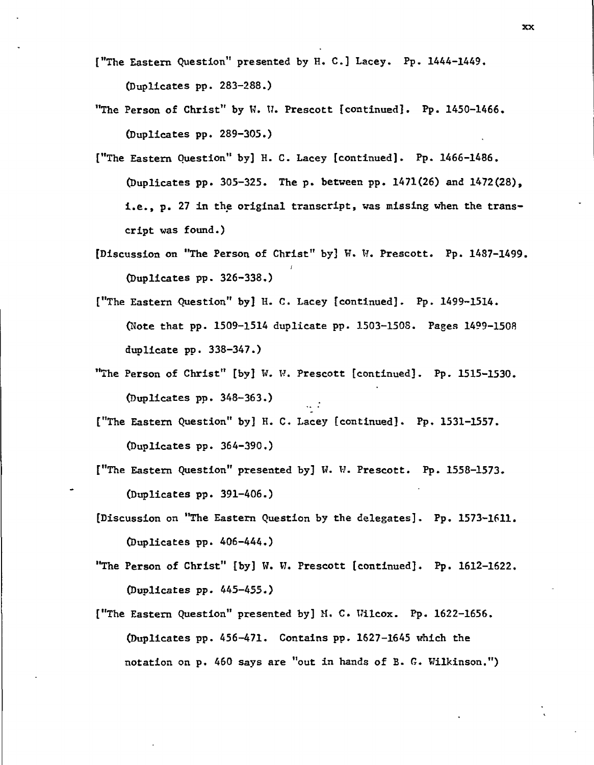["The Eastern Question" presented by H. C.] Lacey. Pp. 1444-1449.
(Duplicates pp. 283-288.)

"The Person of Christ" by W. W. Prescott [continued]. Pp. 1450-1466.
(Duplicates pp. 289-305.)

["The Eastern Question" by] H. C. Lacey [continued]. Pp. 1466-1486.
(Duplicates pp. 305-325. The p. between pp. 1471(26) and 1472(28), i.e., p. 27 in the original transcript, was missing when the transcript was found.)

[Discussion on "The Person of Christ" by] W. W. Prescott. Pp. 1487-1499.
(Duplicates pp. 326-338.)

["The Eastern Question" by] H. C. Lacey [continued]. Pp. 1499-1514.
(Note that pp. 1509-1514 duplicate pp. 1503-1508. Pages 1499-1508 duplicate pp. 338-347.)

"The Person of Christ" [by] W. W. Prescott [continued]. Pp. 1515-1530.
(Duplicates pp. 348-363.)

["The Eastern Question" by] H. C. Lacey [continued]. Pp. 1531-1557.
(Duplicates pp. 364-390.)

["The Eastern Question" presented by] W. W. Prescott. Pp. 1558-1573.
(Duplicates pp. 391-406.)

[Discussion on "The Eastern Question by the delegates]. Pp. 1573-1611.
(Duplicates pp. 406-444.)

"The Person of Christ" [by] W. W. Prescott [continued]. Pp. 1612-1622.
(Duplicates pp. 445-455.)

["The Eastern Question" presented by] M. C. Wilcox. Pp. 1622-1656.
(Duplicates pp. 456-471. Contains pp. 1627-1645 which the notation on p. 460 says are "out in hands of B. G. Wilkinson.")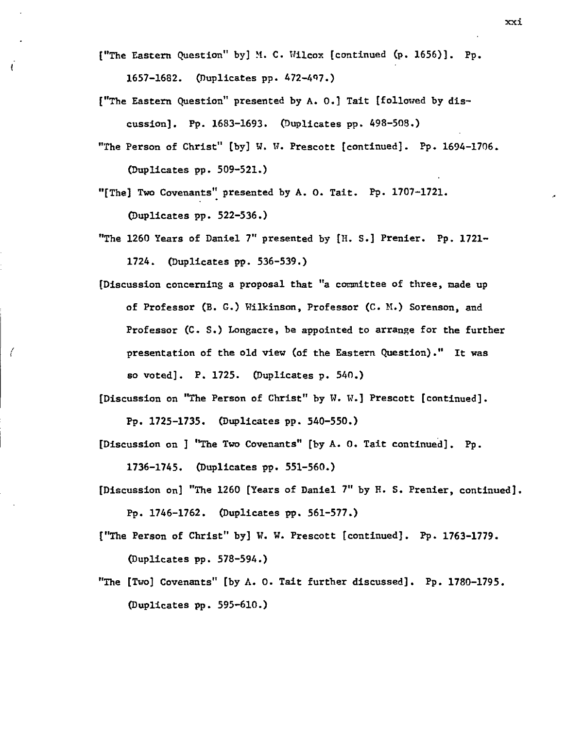["The Eastern Question" by] M. C. Wilcox [continued (p. 1656)]. Pp. 1657-1682. (Duplicates pp. 472-497.)

["The Eastern Question" presented by A. O.] Tait [followed by discussion]. Pp. 1683-1693. (Duplicates pp. 498-508.)

"The Person of Christ" [by] W. W. Prescott [continued]. Pp. 1694-1706. (Duplicates pp. 509-521.)

"[The] Two Covenants" presented by A. O. Tait. Pp. 1707-1721. (Duplicates pp. 522-536.)

"The 1260 Years of Daniel 7" presented by [H. S.] Prenier. Pp. 1721-1724. (Duplicates pp. 536-539.)

[Discussion concerning a proposal that "a committee of three, made up of Professor (B. G.) Wilkinson, Professor (C. M.) Sorenson, and Professor (C. S.) Longacre, be appointed to arrange for the further presentation of the old view (of the Eastern Question)." It was so voted]. P. 1725. (Duplicates p. 540.)

[Discussion on "The Person of Christ" by W. W.] Prescott [continued]. Pp. 1725-1735. (Duplicates pp. 540-550.)

[Discussion on ] "The Two Covenants" [by A. O. Tait continued]. Pp. 1736-1745. (Duplicates pp. 551-560.)

[Discussion on] "The 1260 [Years of Daniel 7" by H. S. Prenier, continued]. Pp. 1746-1762. (Duplicates pp. 561-577.)

["The Person of Christ" by] W. W. Prescott [continued]. Pp. 1763-1779. (Duplicates pp. 578-594.)

"The [Two] Covenants" [by A. O. Tait further discussed]. Pp. 1780-1795. (Duplicates pp. 595-610.)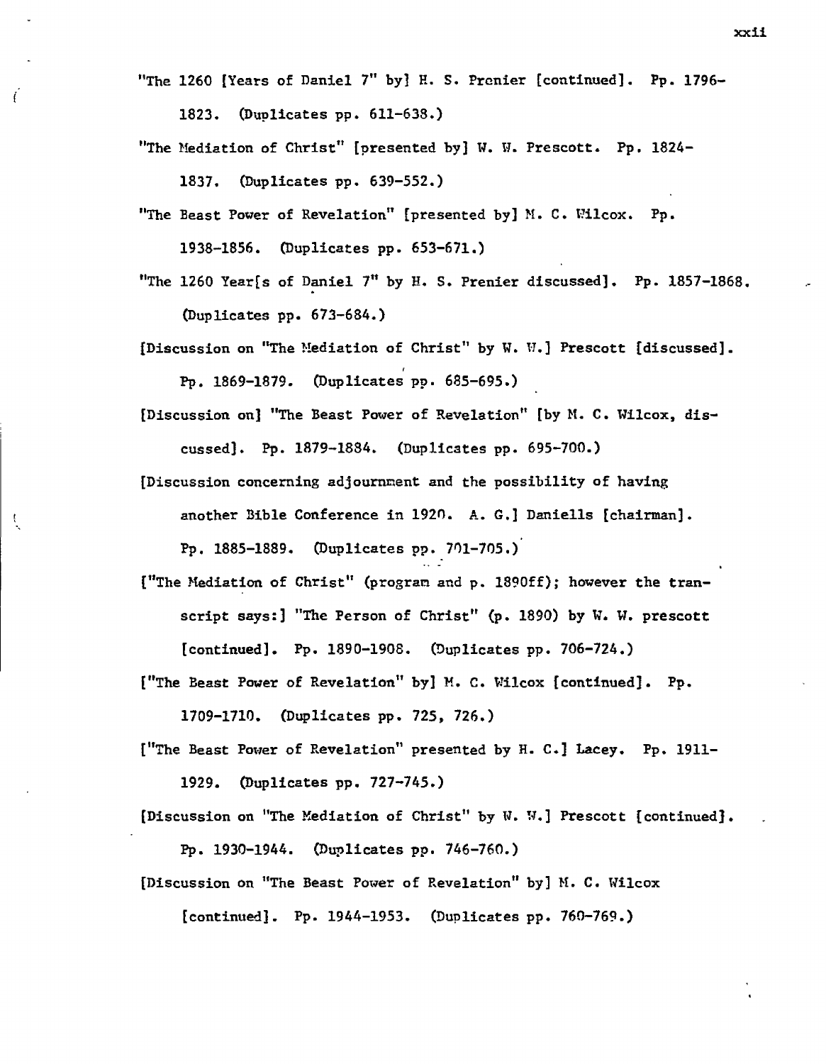"The 1260 [Years of Daniel 7" by] H. S. Prenier [continued]. Pp. 1796-1823. (Duplicates pp. 611-638.)

"The Mediation of Christ" [presented by] W. W. Prescott. Pp. 1824-1837. (Duplicates pp. 639-552.)

"The Beast Power of Revelation" [presented by] M. C. Wilcox. Pp. 1938-1856. (Duplicates pp. 653-671.)

"The 1260 Year[s of Daniel 7" by H. S. Prenier discussed]. Pp. 1857-1868. (Duplicates pp. 673-684.)

[Discussion on "The Mediation of Christ" by W. W.] Prescott [discussed]. Pp. 1869-1879. (Duplicates pp. 685-695.)

[Discussion on] "The Beast Power of Revelation" [by M. C. Wilcox, discussed]. Pp. 1879-1884. (Duplicates pp. 695-700.)

[Discussion concerning adjournment and the possibility of having another Bible Conference in 1920. A. G.] Daniells [chairman]. Pp. 1885-1889. (Duplicates pp. 701-705.)

["The Mediation of Christ" (program and p. 1890ff); however the transcript says:] "The Person of Christ" (p. 1890) by W. W. prescott [continued]. Pp. 1890-1908. (Duplicates pp. 706-724.)

["The Beast Power of Revelation" by] M. C. Wilcox [continued]. Pp. 1709-1710. (Duplicates pp. 725, 726.)

["The Beast Power of Revelation" presented by H. C.] Lacey. Pp. 1911-1929. (Duplicates pp. 727-745.)

[Discussion on "The Mediation of Christ" by W. W.] Prescott [continued]. Pp. 1930-1944. (Duplicates pp. 746-760.)

[Discussion on "The Beast Power of Revelation" by] M. C. Wilcox [continued]. Pp. 1944-1953. (Duplicates pp. 760-769.)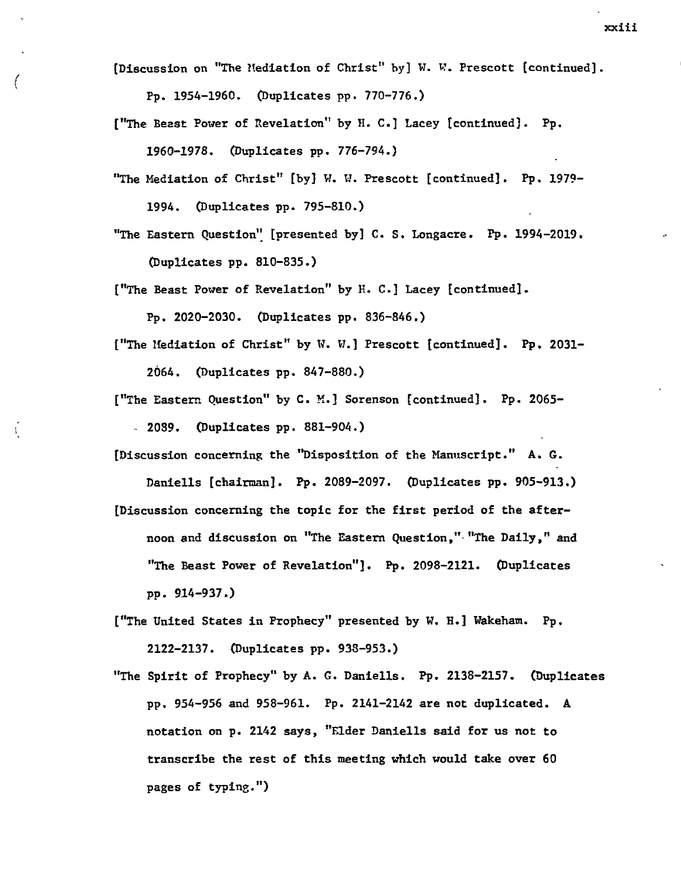[Discussion on "The Mediation of Christ" by] W. W. Prescott [continued]. Pp. 1954-1960. (Duplicates pp. 770-776.)

["The Beast Power of Revelation" by H. C.] Lacey [continued]. Pp. 1960-1978. (Duplicates pp. 776-794.)

"The Mediation of Christ" [by] W. W. Prescott [continued]. Pp. 1979-1994. (Duplicates pp. 795-810.)

"The Eastern Question" [presented by] C. S. Longacre. Pp. 1994-2019. (Duplicates pp. 810-835.)

["The Beast Power of Revelation" by H. C.] Lacey [continued]. Pp. 2020-2030. (Duplicates pp. 836-846.)

["The Mediation of Christ" by W. W.] Prescott [continued]. Pp. 2031-2064. (Duplicates pp. 847-880.)

["The Eastern Question" by C. M.] Sorenson [continued]. Pp. 2065-2089. (Duplicates pp. 881-904.)

[Discussion concerning the "Disposition of the Manuscript." A. G. Daniells [chairman]. Pp. 2089-2097. (Duplicates pp. 905-913.)

[Discussion concerning the topic for the first period of the afternoon and discussion on "The Eastern Question," "The Daily," and "The Beast Power of Revelation"]. Pp. 2098-2121. (Duplicates pp. 914-937.)

["The United States in Prophecy" presented by W. H.] Wakeham. Pp. 2122-2137. (Duplicates pp. 938-953.)

"The Spirit of Prophecy" by A. G. Daniells. Pp. 2138-2157. (Duplicates pp. 954-956 and 958-961. Pp. 2141-2142 are not duplicated. A notation on p. 2142 says, "Elder Daniells said for us not to transcribe the rest of this meeting which would take over 60 pages of typing.")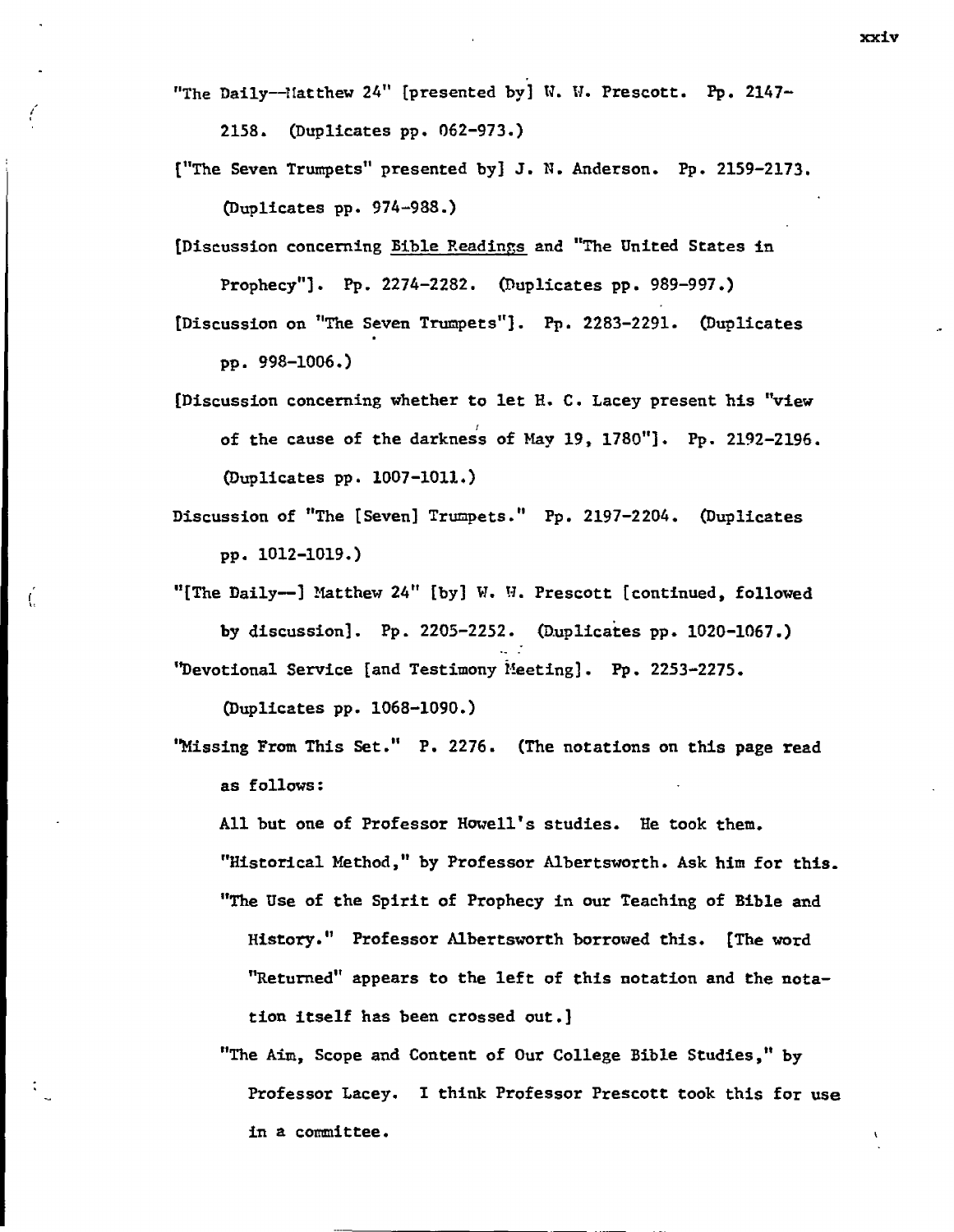"The Daily--Matthew 24" [presented by] W. W. Prescott. Pp. 2147-2158. (Duplicates pp. 062-973.)

["The Seven Trumpets" presented by] J. N. Anderson. Pp. 2159-2173. (Duplicates pp. 974-988.)

[Discussion concerning Bible Readings and "The United States in Prophecy"]. Pp. 2274-2282. (Duplicates pp. 989-997.)

[Discussion on "The Seven Trumpets"]. Pp. 2283-2291. (Duplicates pp. 998-1006.)

[Discussion concerning whether to let H. C. Lacey present his "view of the cause of the darkness of May 19, 1780"]. Pp. 2192-2196. (Duplicates pp. 1007-1011.)

Discussion of "The [Seven] Trumpets." Pp. 2197-2204. (Duplicates pp. 1012-1019.)

"[The Daily--] Matthew 24" [by] W. W. Prescott [continued, followed by discussion]. Pp. 2205-2252. (Duplicates pp. 1020-1067.)

"Devotional Service [and Testimony Meeting]. Pp. 2253-2275. (Duplicates pp. 1068-1090.)

"Missing From This Set." P. 2276. (The notations on this page read as follows:

All but one of Professor Howell's studies. He took them.

"Historical Method," by Professor Albertsworth. Ask him for this.

"The Use of the Spirit of Prophecy in our Teaching of Bible and History." Professor Albertsworth borrowed this. [The word "Returned" appears to the left of this notation and the notation itself has been crossed out.]

"The Aim, Scope and Content of Our College Bible Studies," by Professor Lacey. I think Professor Prescott took this for use in a committee.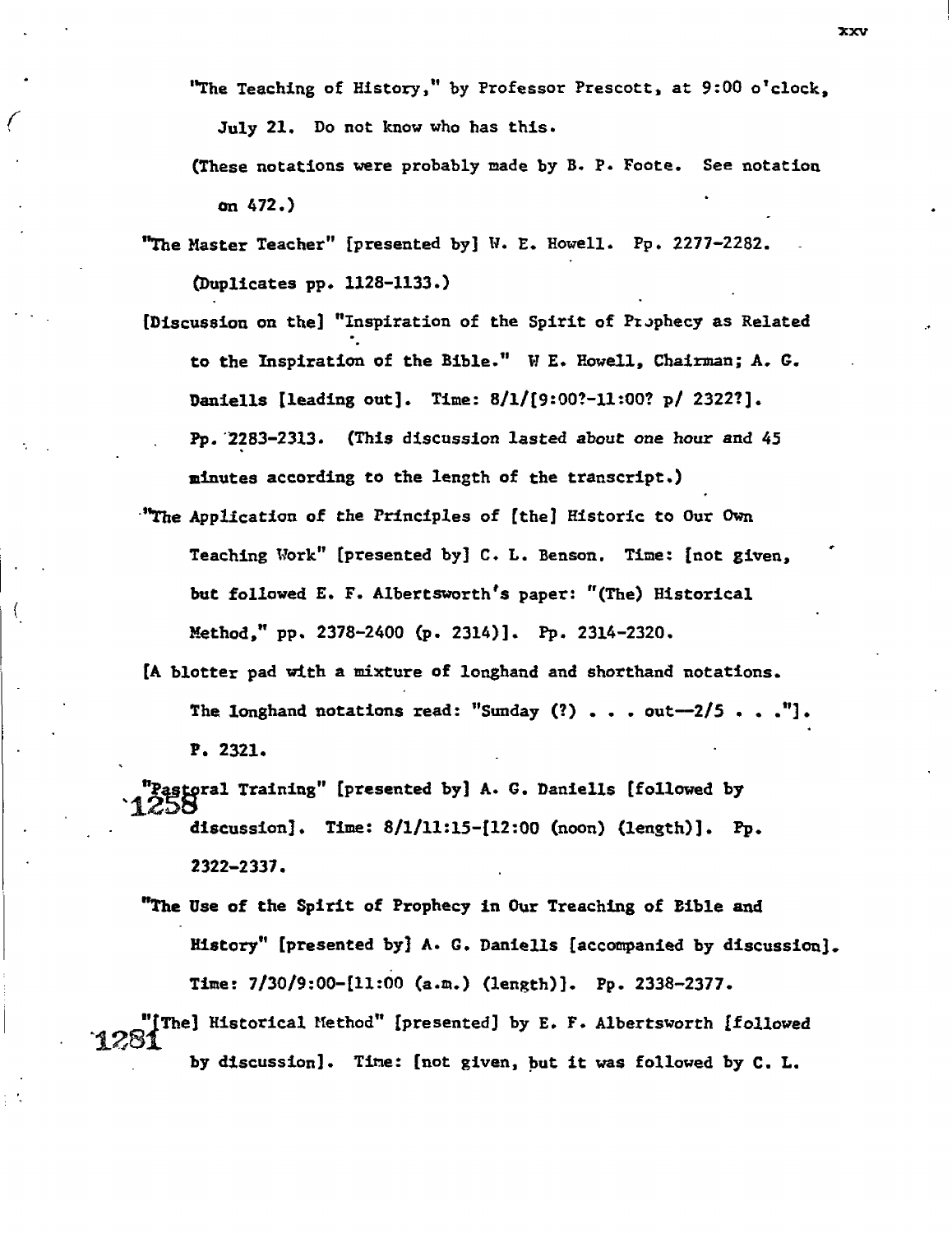"The Teaching of History," by Professor Prescott, at 9:00 o'clock, July 21. Do not know who has this.

(These notations were probably made by B. P. Foote. See notation on 472.)

"The Master Teacher" [presented by] W. E. Howell. Pp. 2277-2282. (Duplicates pp. 1128-1133.)

[Discussion on the] "Inspiration of the Spirit of Prophecy as Related to the Inspiration of the Bible." W E. Howell, Chairman; A. G. Daniells [leading out]. Time: 8/1/[9:00?-11:00? p/ 2322?]. Pp. 2283-2313. (This discussion lasted about one hour and 45 minutes according to the length of the transcript.)

"The Application of the Principles of [the] Historic to Our Own Teaching Work" [presented by] C. L. Benson. Time: [not given, but followed E. F. Albertsworth's paper: "(The) Historical Method," pp. 2378-2400 (p. 2314)]. Pp. 2314-2320.

[A blotter pad with a mixture of longhand and shorthand notations. The longhand notations read: "Sunday (?) . . . out—2/5 . . ."]. P. 2321.

1258 "Pastoral Training" [presented by] A. G. Daniells [followed by discussion]. Time: 8/1/11:15-[12:00 (noon) (length)]. Pp. 2322-2337.

"The Use of the Spirit of Prophecy in Our Treaching of Bible and History" [presented by] A. G. Daniells [accompanied by discussion]. Time: 7/30/9:00-[11:00 (a.m.) (length)]. Pp. 2338-2377.

1281 "[The] Historical Method" [presented] by E. F. Albertsworth [followed by discussion]. Time: [not given, but it was followed by C. L.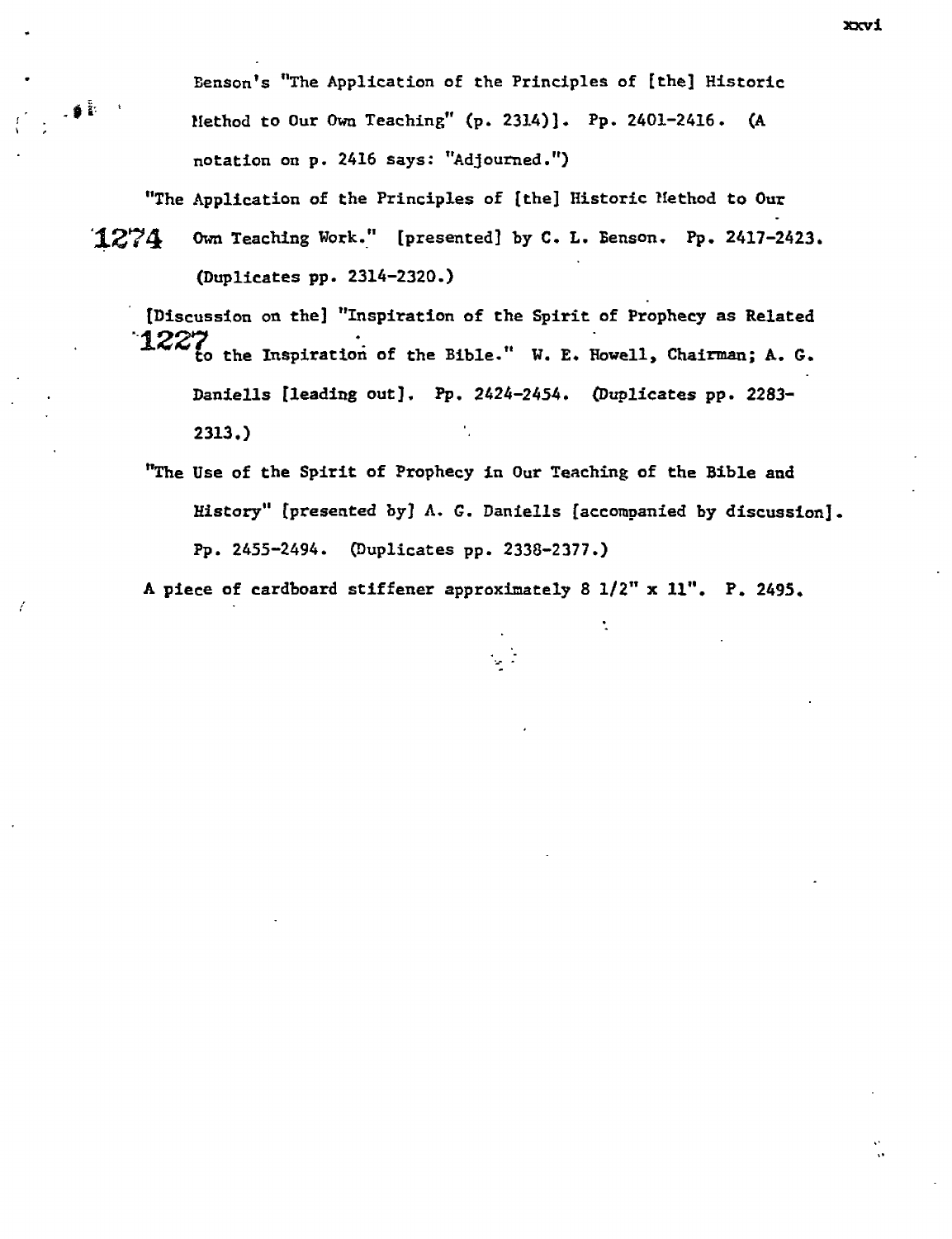Benson's "The Application of the Principles of [the] Historic Method to Our Own Teaching" (p. 2314)]. Pp. 2401-2416. (A notation on p. 2416 says: "Adjourned.")

"The Application of the Principles of [the] Historic Method to Our Own Teaching Work." [presented] by C. L. Benson. Pp. 2417-2423. (Duplicates pp. 2314-2320.)

1274

[Discussion on the] "Inspiration of the Spirit of Prophecy as Related to the Inspiration of the Bible." W. E. Howell, Chairman; A. G. Daniells [leading out]. Pp. 2424-2454. (Duplicates pp. 2283-2313.)

1227

"The Use of the Spirit of Prophecy in Our Teaching of the Bible and History" [presented by] A. G. Daniells [accompanied by discussion]. Pp. 2455-2494. (Duplicates pp. 2338-2377.)

A piece of cardboard stiffener approximately 8 1/2" x 11". P. 2495.